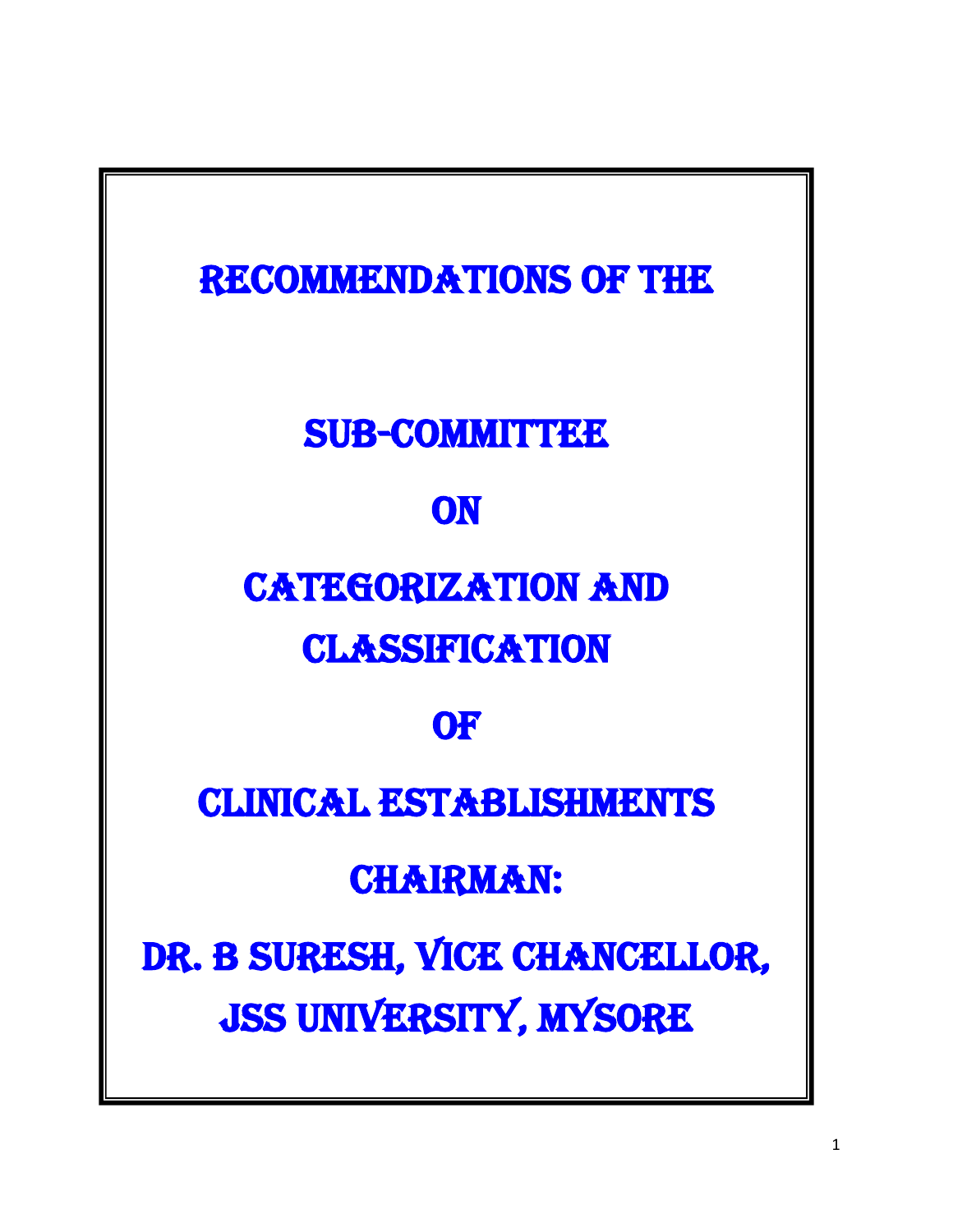# RECOMMENDATIONS OF THE

# SUB-COMMITTEE

# ON

# CATEGORIZATION AND CLASSIFICATION

# OF

# CLINICAL ESTABLISHMENTS

## CHAIRMAN:

## DR. B SURESH, VICE CHANCELLOR, JSS UNIVERSITY, MYSORE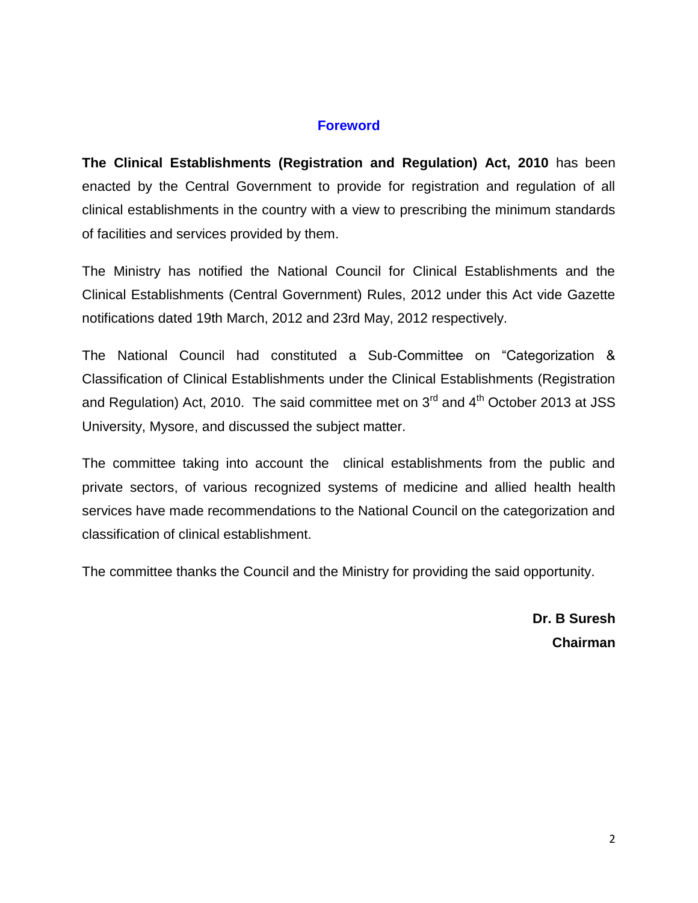## Foreword

**The Clinical Establishments (Registration and Regulation) Act, 2010** has been enacted by the Central Government to provide for registration and regulation of all clinical establishments in the country with a view to prescribing the minimum standards of facilities and services provided by them.

The Ministry has notified the National Council for Clinical Establishments and the Clinical Establishments (Central Government) Rules, 2012 under this Act vide Gazette notifications dated 19th March, 2012 and 23rd May, 2012 respectively.

The National Council had constituted a Sub-Committee on "Categorization & Classification of Clinical Establishments under the Clinical Establishments (Registration and Regulation) Act, 2010. The said committee met on 3rd and 4th October 2013 at JSS University, Mysore, and discussed the subject matter.

The committee taking into account the clinical establishments from the public and private sectors, of various recognized systems of medicine and allied health health services have made recommendations to the National Council on the categorization and classification of clinical establishment.

The committee thanks the Council and the Ministry for providing the said opportunity.

**Dr. B Suresh**
**Chairman**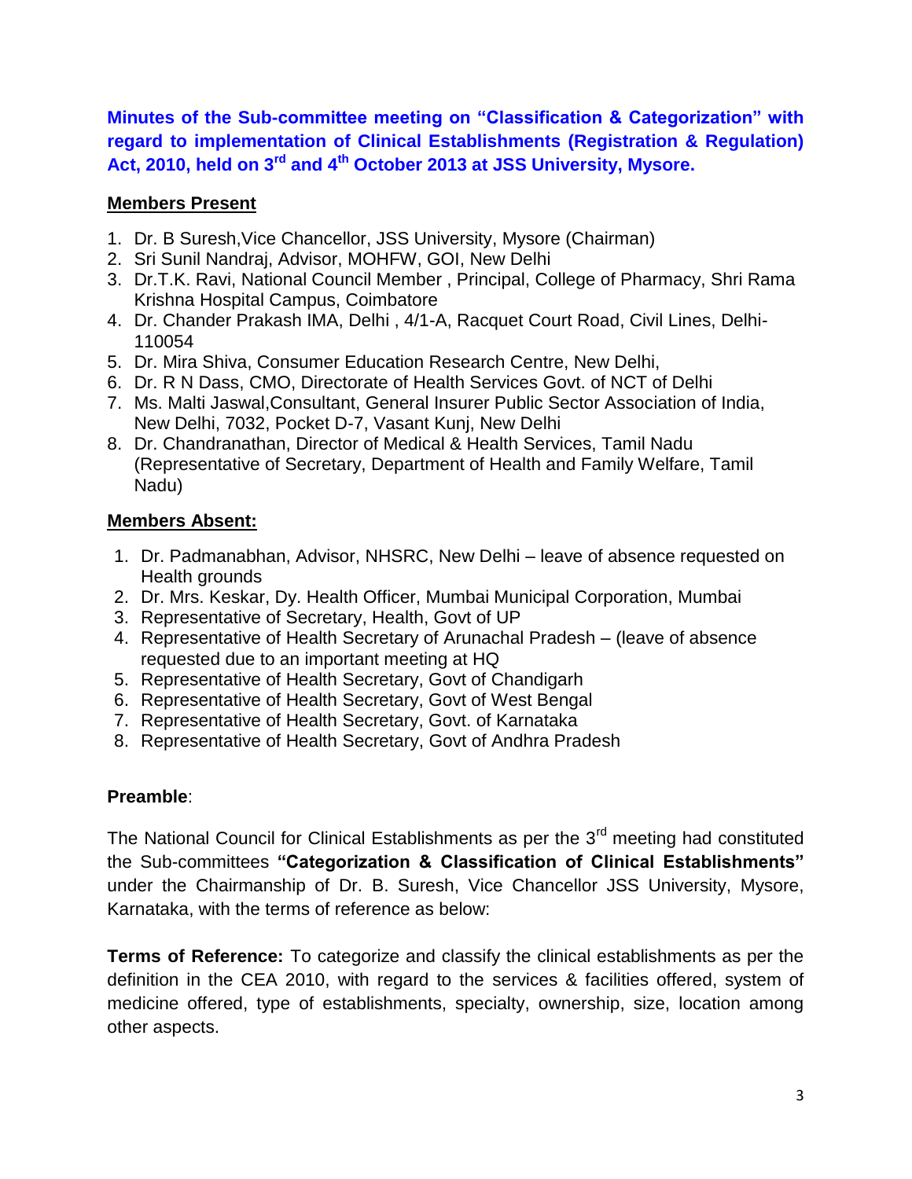**Minutes of the Sub-committee meeting on "Classification & Categorization" with regard to implementation of Clinical Establishments (Registration & Regulation) Act, 2010, held on 3rd and 4th October 2013 at JSS University, Mysore.**

**Members Present**

1. Dr. B Suresh,Vice Chancellor, JSS University, Mysore (Chairman)
2. Sri Sunil Nandraj, Advisor, MOHFW, GOI, New Delhi
3. Dr.T.K. Ravi, National Council Member , Principal, College of Pharmacy, Shri Rama Krishna Hospital Campus, Coimbatore
4. Dr. Chander Prakash IMA, Delhi , 4/1-A, Racquet Court Road, Civil Lines, Delhi-110054
5. Dr. Mira Shiva, Consumer Education Research Centre, New Delhi,
6. Dr. R N Dass, CMO, Directorate of Health Services Govt. of NCT of Delhi
7. Ms. Malti Jaswal,Consultant, General Insurer Public Sector Association of India, New Delhi, 7032, Pocket D-7, Vasant Kunj, New Delhi
8. Dr. Chandranathan, Director of Medical & Health Services, Tamil Nadu (Representative of Secretary, Department of Health and Family Welfare, Tamil Nadu)

**Members Absent:**

1. Dr. Padmanabhan, Advisor, NHSRC, New Delhi – leave of absence requested on Health grounds
2. Dr. Mrs. Keskar, Dy. Health Officer, Mumbai Municipal Corporation, Mumbai
3. Representative of Secretary, Health, Govt of UP
4. Representative of Health Secretary of Arunachal Pradesh – (leave of absence requested due to an important meeting at HQ
5. Representative of Health Secretary, Govt of Chandigarh
6. Representative of Health Secretary, Govt of West Bengal
7. Representative of Health Secretary, Govt. of Karnataka
8. Representative of Health Secretary, Govt of Andhra Pradesh

**Preamble**:

The National Council for Clinical Establishments as per the 3rd meeting had constituted the Sub-committees **"Categorization & Classification of Clinical Establishments"** under the Chairmanship of Dr. B. Suresh, Vice Chancellor JSS University, Mysore, Karnataka, with the terms of reference as below:

**Terms of Reference:** To categorize and classify the clinical establishments as per the definition in the CEA 2010, with regard to the services & facilities offered, system of medicine offered, type of establishments, specialty, ownership, size, location among other aspects.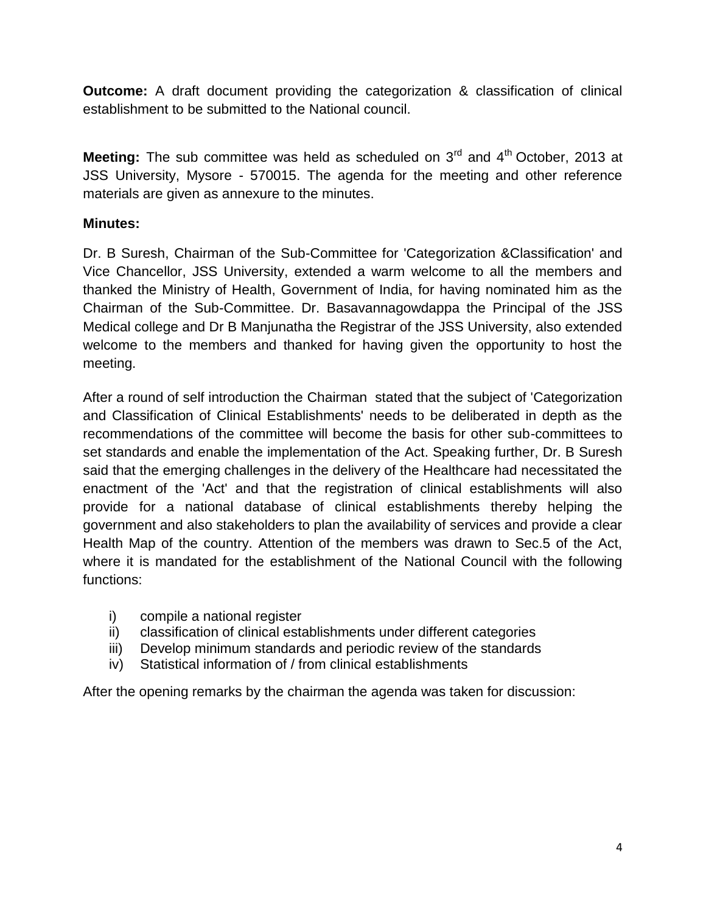**Outcome:** A draft document providing the categorization & classification of clinical establishment to be submitted to the National council.

**Meeting:** The sub committee was held as scheduled on 3rd and 4th October, 2013 at JSS University, Mysore - 570015. The agenda for the meeting and other reference materials are given as annexure to the minutes.

**Minutes:**

Dr. B Suresh, Chairman of the Sub-Committee for 'Categorization &Classification' and Vice Chancellor, JSS University, extended a warm welcome to all the members and thanked the Ministry of Health, Government of India, for having nominated him as the Chairman of the Sub-Committee. Dr. Basavannagowdappa the Principal of the JSS Medical college and Dr B Manjunatha the Registrar of the JSS University, also extended welcome to the members and thanked for having given the opportunity to host the meeting.

After a round of self introduction the Chairman stated that the subject of 'Categorization and Classification of Clinical Establishments' needs to be deliberated in depth as the recommendations of the committee will become the basis for other sub-committees to set standards and enable the implementation of the Act. Speaking further, Dr. B Suresh said that the emerging challenges in the delivery of the Healthcare had necessitated the enactment of the 'Act' and that the registration of clinical establishments will also provide for a national database of clinical establishments thereby helping the government and also stakeholders to plan the availability of services and provide a clear Health Map of the country. Attention of the members was drawn to Sec.5 of the Act, where it is mandated for the establishment of the National Council with the following functions:

i) compile a national register
ii) classification of clinical establishments under different categories
iii) Develop minimum standards and periodic review of the standards
iv) Statistical information of / from clinical establishments

After the opening remarks by the chairman the agenda was taken for discussion: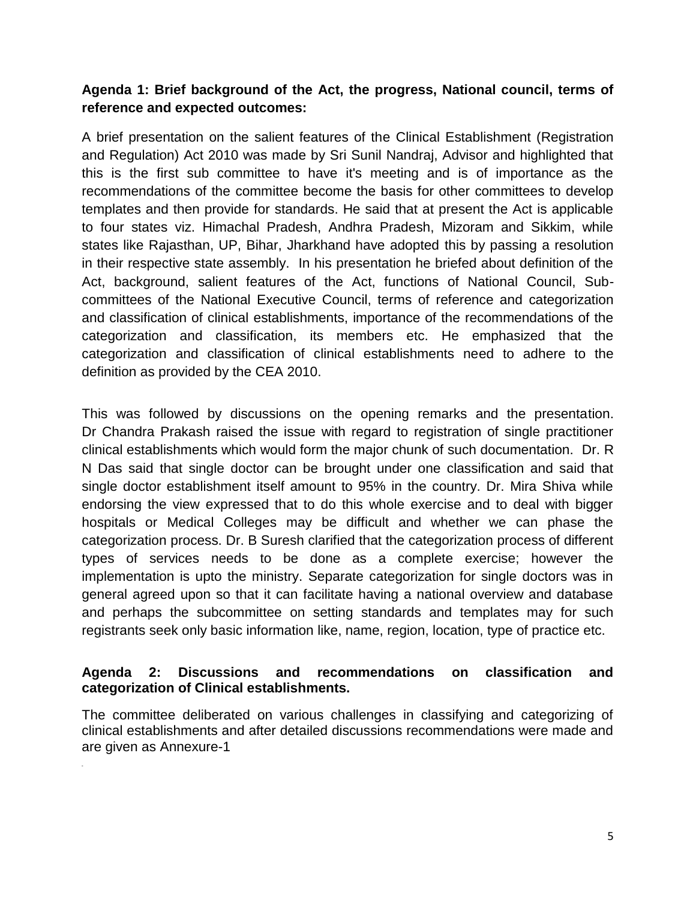**Agenda 1: Brief background of the Act, the progress, National council, terms of reference and expected outcomes:**

A brief presentation on the salient features of the Clinical Establishment (Registration and Regulation) Act 2010 was made by Sri Sunil Nandraj, Advisor and highlighted that this is the first sub committee to have it's meeting and is of importance as the recommendations of the committee become the basis for other committees to develop templates and then provide for standards. He said that at present the Act is applicable to four states viz. Himachal Pradesh, Andhra Pradesh, Mizoram and Sikkim, while states like Rajasthan, UP, Bihar, Jharkhand have adopted this by passing a resolution in their respective state assembly. In his presentation he briefed about definition of the Act, background, salient features of the Act, functions of National Council, Sub-committees of the National Executive Council, terms of reference and categorization and classification of clinical establishments, importance of the recommendations of the categorization and classification, its members etc. He emphasized that the categorization and classification of clinical establishments need to adhere to the definition as provided by the CEA 2010.

This was followed by discussions on the opening remarks and the presentation. Dr Chandra Prakash raised the issue with regard to registration of single practitioner clinical establishments which would form the major chunk of such documentation. Dr. R N Das said that single doctor can be brought under one classification and said that single doctor establishment itself amount to 95% in the country. Dr. Mira Shiva while endorsing the view expressed that to do this whole exercise and to deal with bigger hospitals or Medical Colleges may be difficult and whether we can phase the categorization process. Dr. B Suresh clarified that the categorization process of different types of services needs to be done as a complete exercise; however the implementation is upto the ministry. Separate categorization for single doctors was in general agreed upon so that it can facilitate having a national overview and database and perhaps the subcommittee on setting standards and templates may for such registrants seek only basic information like, name, region, location, type of practice etc.

**Agenda 2: Discussions and recommendations on classification and categorization of Clinical establishments.**

The committee deliberated on various challenges in classifying and categorizing of clinical establishments and after detailed discussions recommendations were made and are given as Annexure-1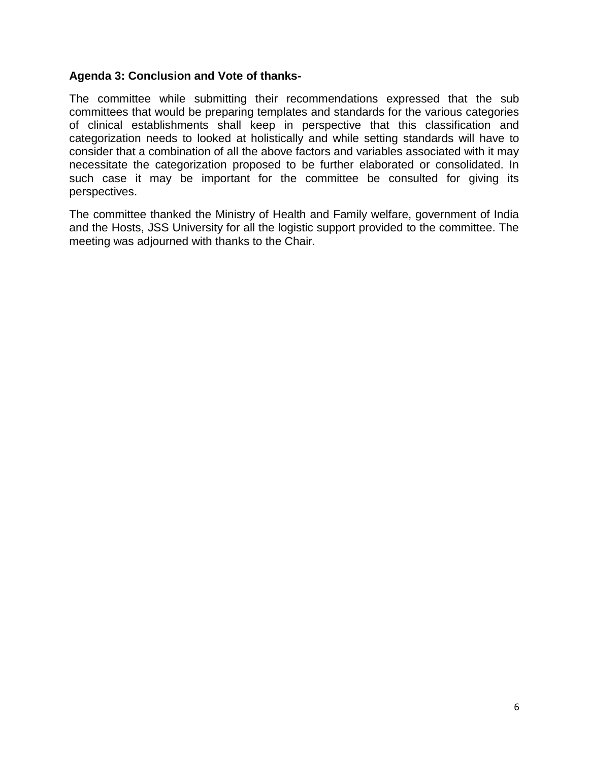**Agenda 3: Conclusion and Vote of thanks-**

The committee while submitting their recommendations expressed that the sub committees that would be preparing templates and standards for the various categories of clinical establishments shall keep in perspective that this classification and categorization needs to looked at holistically and while setting standards will have to consider that a combination of all the above factors and variables associated with it may necessitate the categorization proposed to be further elaborated or consolidated. In such case it may be important for the committee be consulted for giving its perspectives.

The committee thanked the Ministry of Health and Family welfare, government of India and the Hosts, JSS University for all the logistic support provided to the committee. The meeting was adjourned with thanks to the Chair.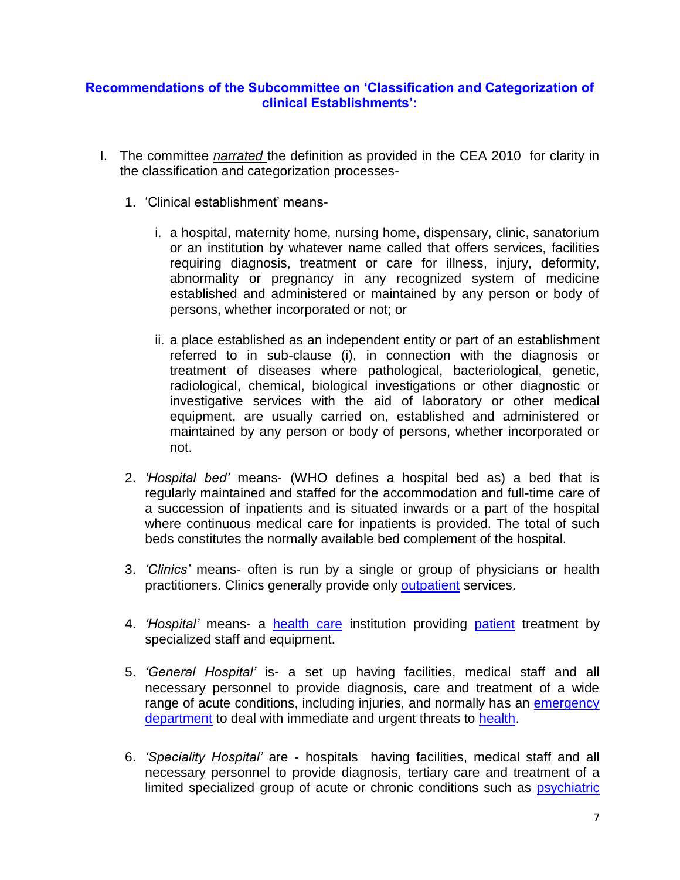## Recommendations of the Subcommittee on 'Classification and Categorization of clinical Establishments':

I. The committee *narrated* the definition as provided in the CEA 2010 for clarity in the classification and categorization processes-

   1. 'Clinical establishment' means-

      i. a hospital, maternity home, nursing home, dispensary, clinic, sanatorium or an institution by whatever name called that offers services, facilities requiring diagnosis, treatment or care for illness, injury, deformity, abnormality or pregnancy in any recognized system of medicine established and administered or maintained by any person or body of persons, whether incorporated or not; or

      ii. a place established as an independent entity or part of an establishment referred to in sub-clause (i), in connection with the diagnosis or treatment of diseases where pathological, bacteriological, genetic, radiological, chemical, biological investigations or other diagnostic or investigative services with the aid of laboratory or other medical equipment, are usually carried on, established and administered or maintained by any person or body of persons, whether incorporated or not.

   2. *'Hospital bed'* means- (WHO defines a hospital bed as) a bed that is regularly maintained and staffed for the accommodation and full-time care of a succession of inpatients and is situated inwards or a part of the hospital where continuous medical care for inpatients is provided. The total of such beds constitutes the normally available bed complement of the hospital.

   3. *'Clinics'* means- often is run by a single or group of physicians or health practitioners. Clinics generally provide only outpatient services.

   4. *'Hospital'* means- a health care institution providing patient treatment by specialized staff and equipment.

   5. *'General Hospital'* is- a set up having facilities, medical staff and all necessary personnel to provide diagnosis, care and treatment of a wide range of acute conditions, including injuries, and normally has an emergency department to deal with immediate and urgent threats to health.

   6. *'Speciality Hospital'* are - hospitals having facilities, medical staff and all necessary personnel to provide diagnosis, tertiary care and treatment of a limited specialized group of acute or chronic conditions such as psychiatric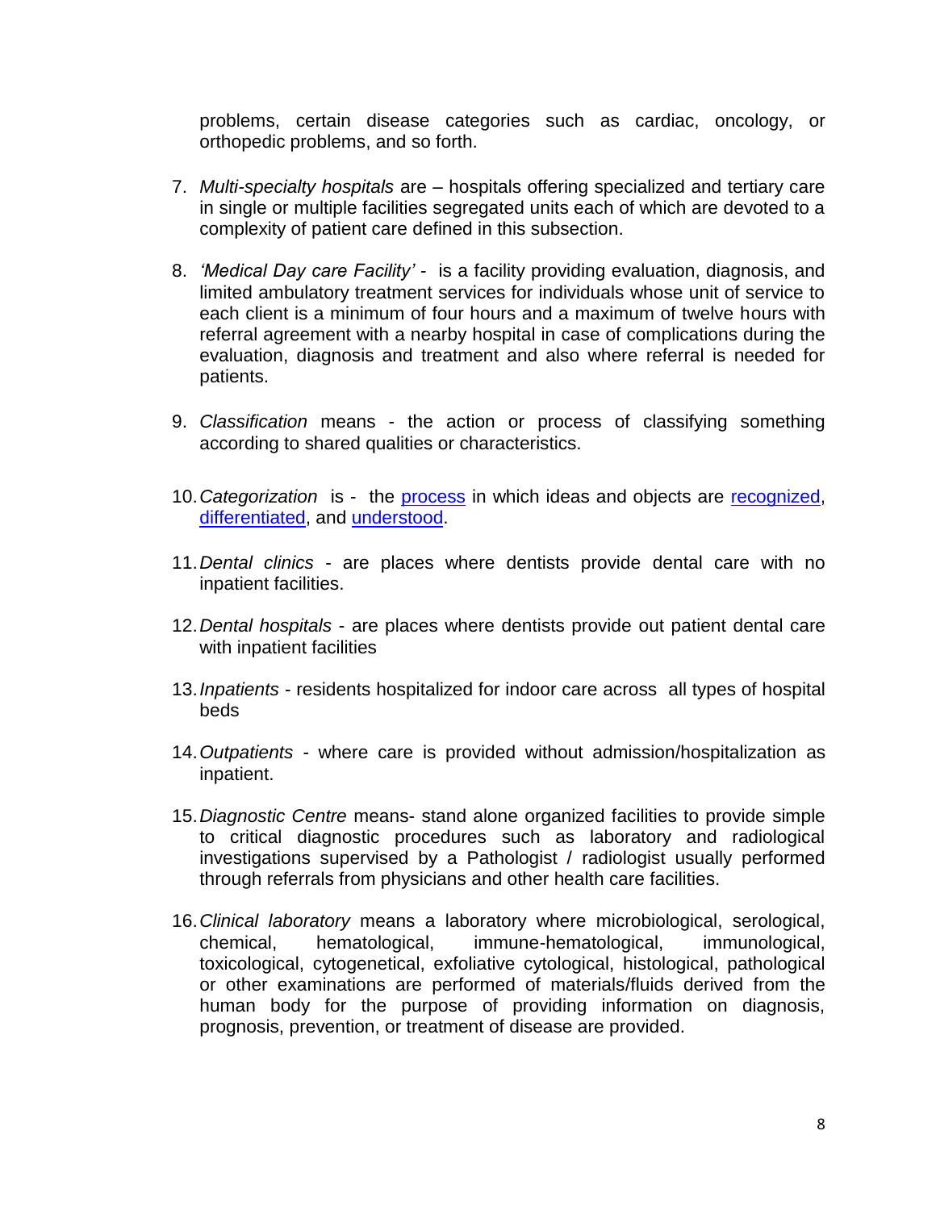problems, certain disease categories such as cardiac, oncology, or orthopedic problems, and so forth.

7. *Multi-specialty hospitals* are – hospitals offering specialized and tertiary care in single or multiple facilities segregated units each of which are devoted to a complexity of patient care defined in this subsection.

8. *'Medical Day care Facility'* - is a facility providing evaluation, diagnosis, and limited ambulatory treatment services for individuals whose unit of service to each client is a minimum of four hours and a maximum of twelve hours with referral agreement with a nearby hospital in case of complications during the evaluation, diagnosis and treatment and also where referral is needed for patients.

9. *Classification* means - the action or process of classifying something according to shared qualities or characteristics.

10. *Categorization* is - the process in which ideas and objects are recognized, differentiated, and understood.

11. *Dental clinics* - are places where dentists provide dental care with no inpatient facilities.

12. *Dental hospitals* - are places where dentists provide out patient dental care with inpatient facilities

13. *Inpatients* - residents hospitalized for indoor care across all types of hospital beds

14. *Outpatients* - where care is provided without admission/hospitalization as inpatient.

15. *Diagnostic Centre* means- stand alone organized facilities to provide simple to critical diagnostic procedures such as laboratory and radiological investigations supervised by a Pathologist / radiologist usually performed through referrals from physicians and other health care facilities.

16. *Clinical laboratory* means a laboratory where microbiological, serological, chemical, hematological, immune-hematological, immunological, toxicological, cytogenetical, exfoliative cytological, histological, pathological or other examinations are performed of materials/fluids derived from the human body for the purpose of providing information on diagnosis, prognosis, prevention, or treatment of disease are provided.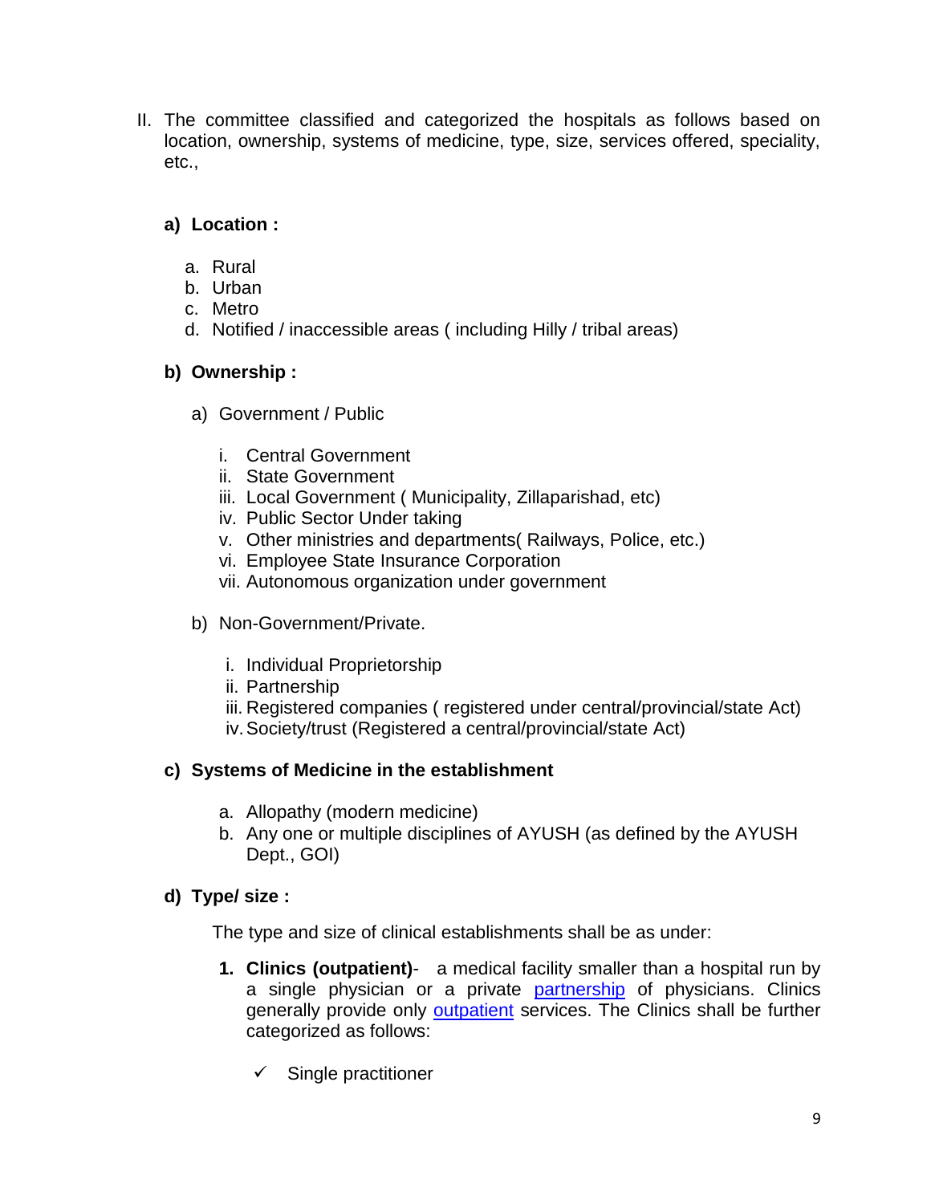II. The committee classified and categorized the hospitals as follows based on location, ownership, systems of medicine, type, size, services offered, speciality, etc.,

**a) Location :**

a. Rural
b. Urban
c. Metro
d. Notified / inaccessible areas ( including Hilly / tribal areas)

**b) Ownership :**

a) Government / Public

i. Central Government
ii. State Government
iii. Local Government ( Municipality, Zillaparishad, etc)
iv. Public Sector Under taking
v. Other ministries and departments( Railways, Police, etc.)
vi. Employee State Insurance Corporation
vii. Autonomous organization under government

b) Non-Government/Private.

i. Individual Proprietorship
ii. Partnership
iii. Registered companies ( registered under central/provincial/state Act)
iv. Society/trust (Registered a central/provincial/state Act)

**c) Systems of Medicine in the establishment**

a. Allopathy (modern medicine)
b. Any one or multiple disciplines of AYUSH (as defined by the AYUSH Dept., GOI)

**d) Type/ size :**

The type and size of clinical establishments shall be as under:

1. **Clinics (outpatient)**- a medical facility smaller than a hospital run by a single physician or a private partnership of physicians. Clinics generally provide only outpatient services. The Clinics shall be further categorized as follows:

   ✓ Single practitioner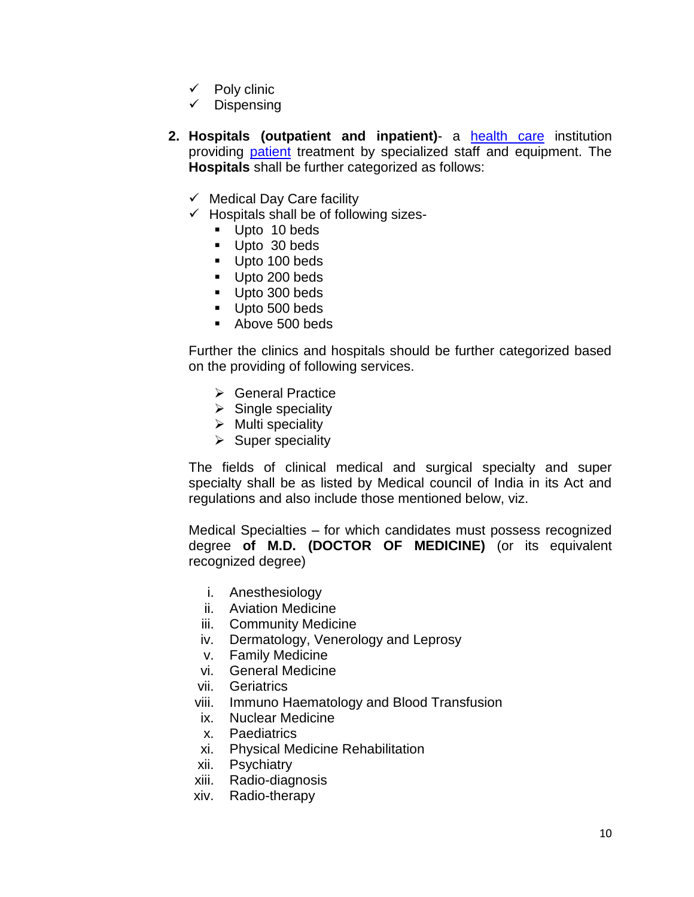- ✓ Poly clinic
- ✓ Dispensing

2. **Hospitals (outpatient and inpatient)**- a health care institution providing patient treatment by specialized staff and equipment. The **Hospitals** shall be further categorized as follows:

   - ✓ Medical Day Care facility
   - ✓ Hospitals shall be of following sizes-
     - Upto 10 beds
     - Upto 30 beds
     - Upto 100 beds
     - Upto 200 beds
     - Upto 300 beds
     - Upto 500 beds
     - Above 500 beds

   Further the clinics and hospitals should be further categorized based on the providing of following services.

   - ➢ General Practice
   - ➢ Single speciality
   - ➢ Multi speciality
   - ➢ Super speciality

   The fields of clinical medical and surgical specialty and super specialty shall be as listed by Medical council of India in its Act and regulations and also include those mentioned below, viz.

   Medical Specialties – for which candidates must possess recognized degree **of M.D. (DOCTOR OF MEDICINE)** (or its equivalent recognized degree)

   i. Anesthesiology
   ii. Aviation Medicine
   iii. Community Medicine
   iv. Dermatology, Venerology and Leprosy
   v. Family Medicine
   vi. General Medicine
   vii. Geriatrics
   viii. Immuno Haematology and Blood Transfusion
   ix. Nuclear Medicine
   x. Paediatrics
   xi. Physical Medicine Rehabilitation
   xii. Psychiatry
   xiii. Radio-diagnosis
   xiv. Radio-therapy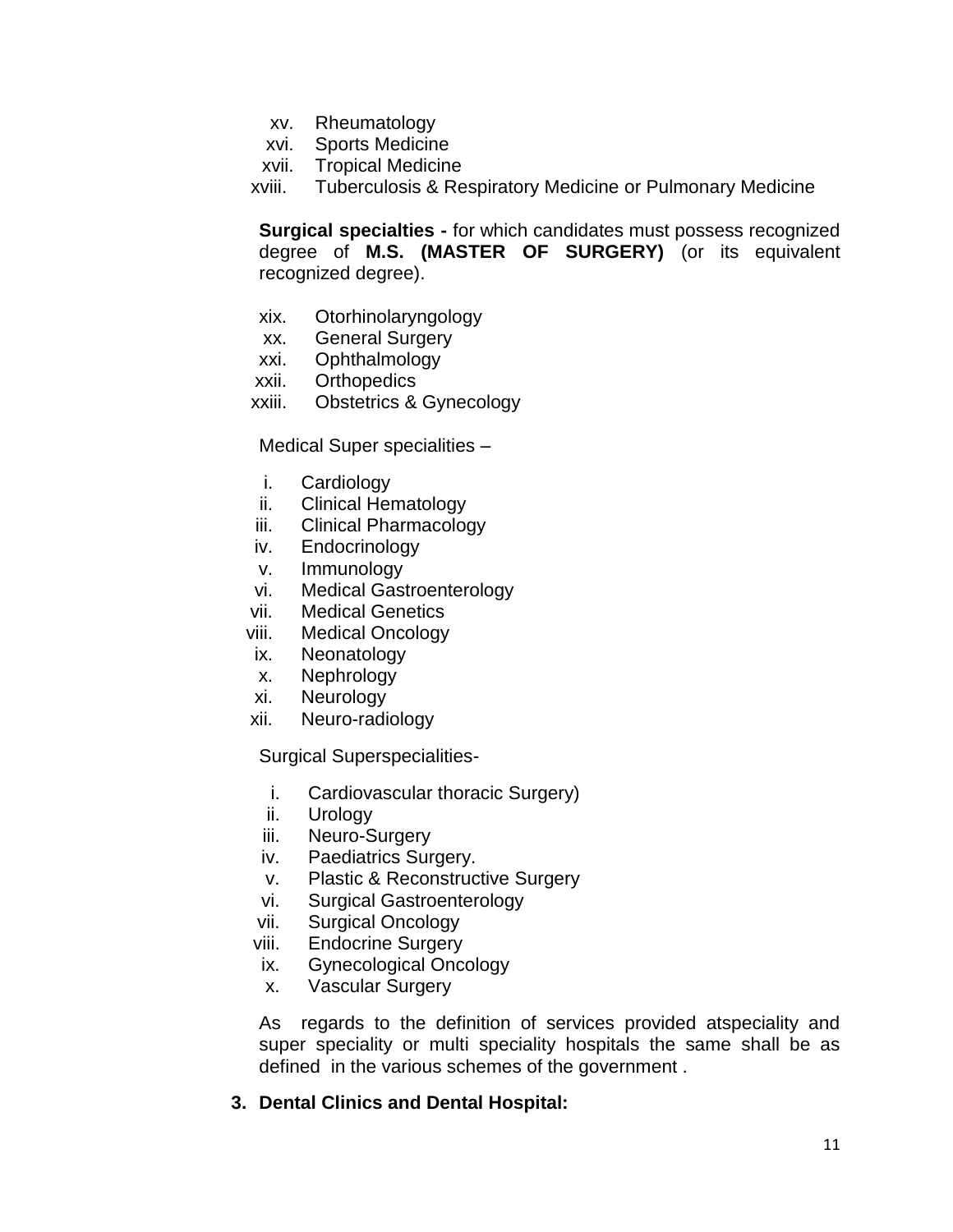xv. Rheumatology
xvi. Sports Medicine
xvii. Tropical Medicine
xviii. Tuberculosis & Respiratory Medicine or Pulmonary Medicine

**Surgical specialties -** for which candidates must possess recognized degree of **M.S. (MASTER OF SURGERY)** (or its equivalent recognized degree).

xix. Otorhinolaryngology
xx. General Surgery
xxi. Ophthalmology
xxii. Orthopedics
xxiii. Obstetrics & Gynecology

Medical Super specialities –

i. Cardiology
ii. Clinical Hematology
iii. Clinical Pharmacology
iv. Endocrinology
v. Immunology
vi. Medical Gastroenterology
vii. Medical Genetics
viii. Medical Oncology
ix. Neonatology
x. Nephrology
xi. Neurology
xii. Neuro-radiology

Surgical Superspecialities-

i. Cardiovascular thoracic Surgery)
ii. Urology
iii. Neuro-Surgery
iv. Paediatrics Surgery.
v. Plastic & Reconstructive Surgery
vi. Surgical Gastroenterology
vii. Surgical Oncology
viii. Endocrine Surgery
ix. Gynecological Oncology
x. Vascular Surgery

As regards to the definition of services provided atspeciality and super speciality or multi speciality hospitals the same shall be as defined in the various schemes of the government .

**3. Dental Clinics and Dental Hospital:**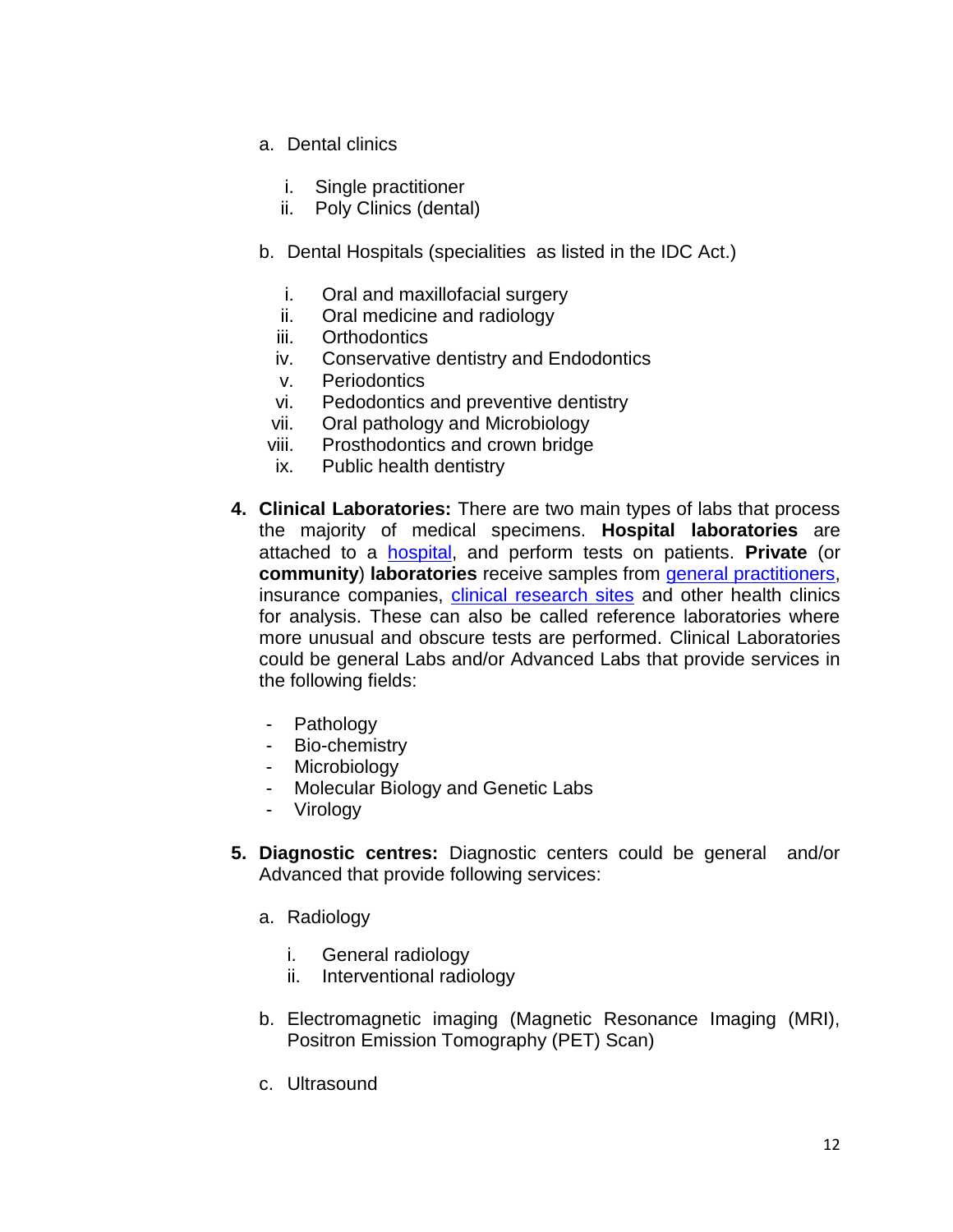a. Dental clinics

      i. Single practitioner
      ii. Poly Clinics (dental)

   b. Dental Hospitals (specialities as listed in the IDC Act.)

      i. Oral and maxillofacial surgery
      ii. Oral medicine and radiology
      iii. Orthodontics
      iv. Conservative dentistry and Endodontics
      v. Periodontics
      vi. Pedodontics and preventive dentistry
      vii. Oral pathology and Microbiology
      viii. Prosthodontics and crown bridge
      ix. Public health dentistry

4. **Clinical Laboratories:** There are two main types of labs that process the majority of medical specimens. **Hospital laboratories** are attached to a hospital, and perform tests on patients. **Private** (or **community**) **laboratories** receive samples from general practitioners, insurance companies, clinical research sites and other health clinics for analysis. These can also be called reference laboratories where more unusual and obscure tests are performed. Clinical Laboratories could be general Labs and/or Advanced Labs that provide services in the following fields:

   - Pathology
   - Bio-chemistry
   - Microbiology
   - Molecular Biology and Genetic Labs
   - Virology

5. **Diagnostic centres:** Diagnostic centers could be general and/or Advanced that provide following services:

   a. Radiology

      i. General radiology
      ii. Interventional radiology

   b. Electromagnetic imaging (Magnetic Resonance Imaging (MRI), Positron Emission Tomography (PET) Scan)

   c. Ultrasound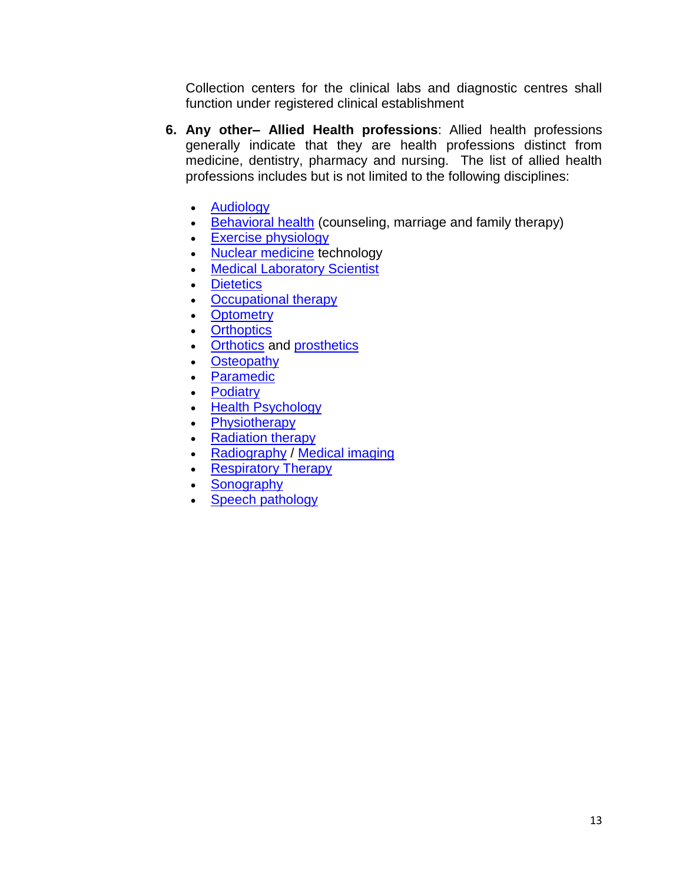Collection centers for the clinical labs and diagnostic centres shall function under registered clinical establishment

6. **Any other– Allied Health professions**: Allied health professions generally indicate that they are health professions distinct from medicine, dentistry, pharmacy and nursing. The list of allied health professions includes but is not limited to the following disciplines:

   - Audiology
   - Behavioral health (counseling, marriage and family therapy)
   - Exercise physiology
   - Nuclear medicine technology
   - Medical Laboratory Scientist
   - Dietetics
   - Occupational therapy
   - Optometry
   - Orthoptics
   - Orthotics and prosthetics
   - Osteopathy
   - Paramedic
   - Podiatry
   - Health Psychology
   - Physiotherapy
   - Radiation therapy
   - Radiography / Medical imaging
   - Respiratory Therapy
   - Sonography
   - Speech pathology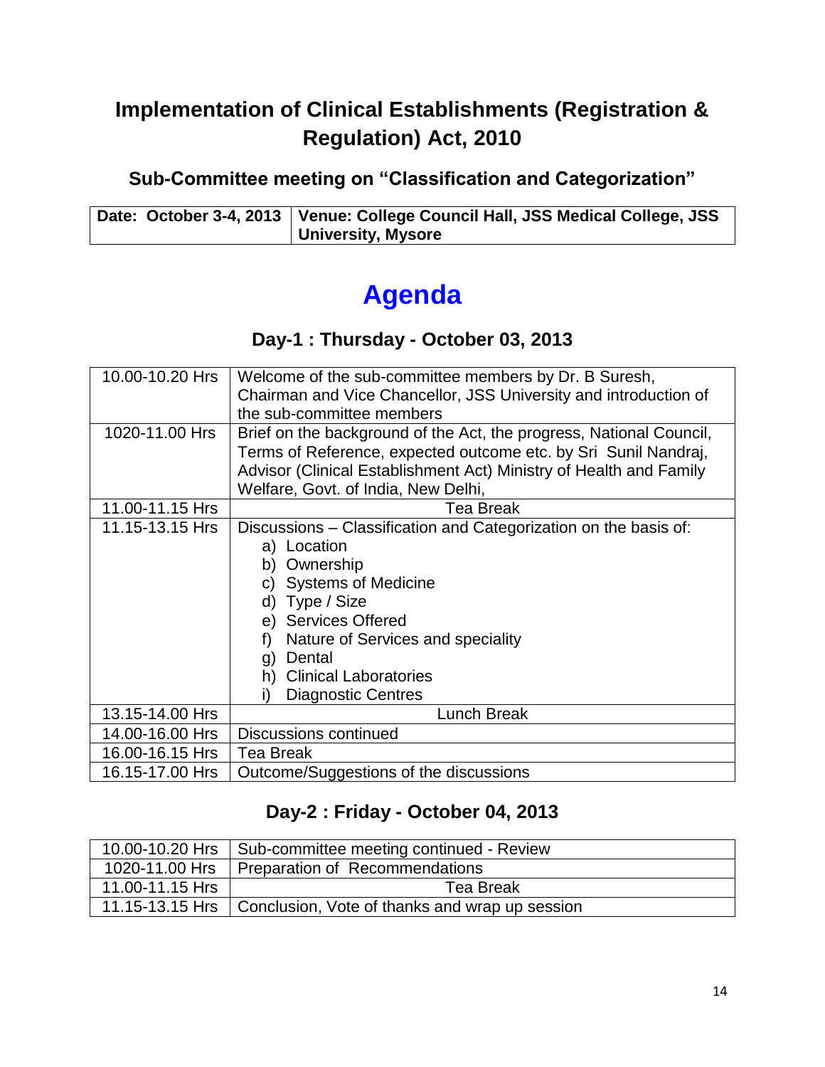# Implementation of Clinical Establishments (Registration & Regulation) Act, 2010

## Sub-Committee meeting on "Classification and Categorization"

| Date: October 3-4, 2013 | Venue: College Council Hall, JSS Medical College, JSS University, Mysore |
|---|---|

# Agenda

### Day-1 : Thursday - October 03, 2013

| | |
|---|---|
| 10.00-10.20 Hrs | Welcome of the sub-committee members by Dr. B Suresh, Chairman and Vice Chancellor, JSS University and introduction of the sub-committee members |
| 1020-11.00 Hrs | Brief on the background of the Act, the progress, National Council, Terms of Reference, expected outcome etc. by Sri Sunil Nandraj, Advisor (Clinical Establishment Act) Ministry of Health and Family Welfare, Govt. of India, New Delhi, |
| 11.00-11.15 Hrs | Tea Break |
| 11.15-13.15 Hrs | Discussions – Classification and Categorization on the basis of: a) Location b) Ownership c) Systems of Medicine d) Type / Size e) Services Offered f) Nature of Services and speciality g) Dental h) Clinical Laboratories i) Diagnostic Centres |
| 13.15-14.00 Hrs | Lunch Break |
| 14.00-16.00 Hrs | Discussions continued |
| 16.00-16.15 Hrs | Tea Break |
| 16.15-17.00 Hrs | Outcome/Suggestions of the discussions |

### Day-2 : Friday - October 04, 2013

| | |
|---|---|
| 10.00-10.20 Hrs | Sub-committee meeting continued - Review |
| 1020-11.00 Hrs | Preparation of Recommendations |
| 11.00-11.15 Hrs | Tea Break |
| 11.15-13.15 Hrs | Conclusion, Vote of thanks and wrap up session |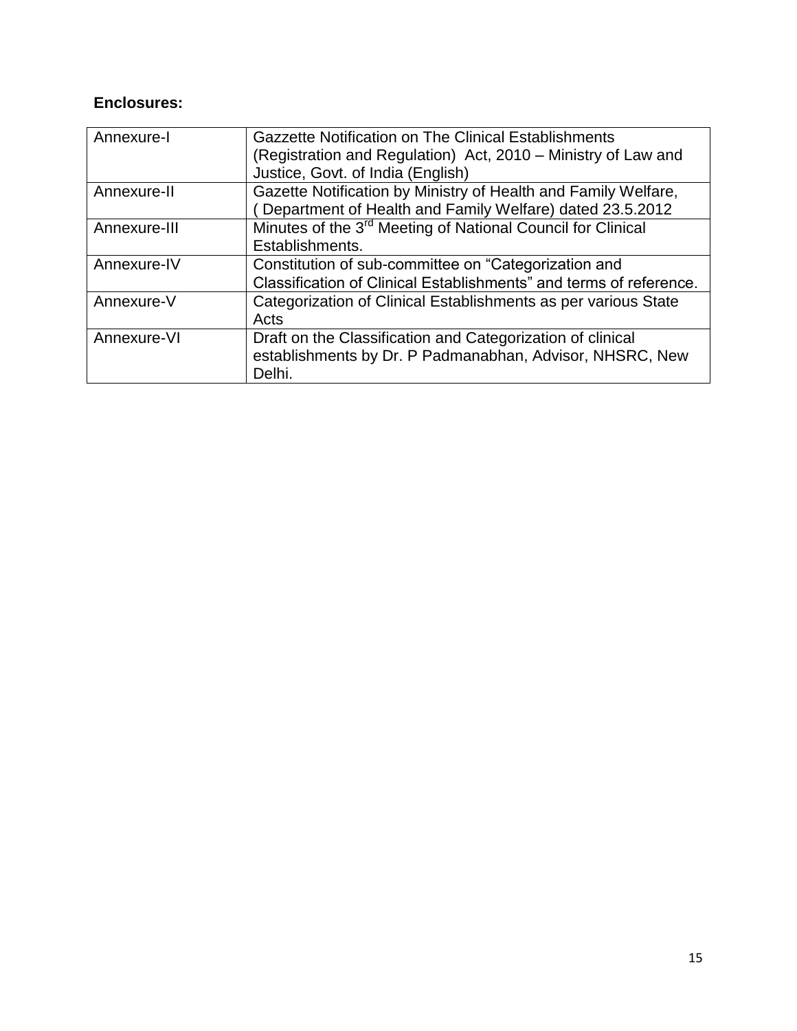**Enclosures:**

| Annexure-I | Gazzette Notification on The Clinical Establishments (Registration and Regulation) Act, 2010 – Ministry of Law and Justice, Govt. of India (English) |
|---|---|
| Annexure-II | Gazzette Notification by Ministry of Health and Family Welfare, ( Department of Health and Family Welfare) dated 23.5.2012 |
| Annexure-III | Minutes of the 3rd Meeting of National Council for Clinical Establishments. |
| Annexure-IV | Constitution of sub-committee on "Categorization and Classification of Clinical Establishments" and terms of reference. |
| Annexure-V | Categorization of Clinical Establishments as per various State Acts |
| Annexure-VI | Draft on the Classification and Categorization of clinical establishments by Dr. P Padmanabhan, Advisor, NHSRC, New Delhi. |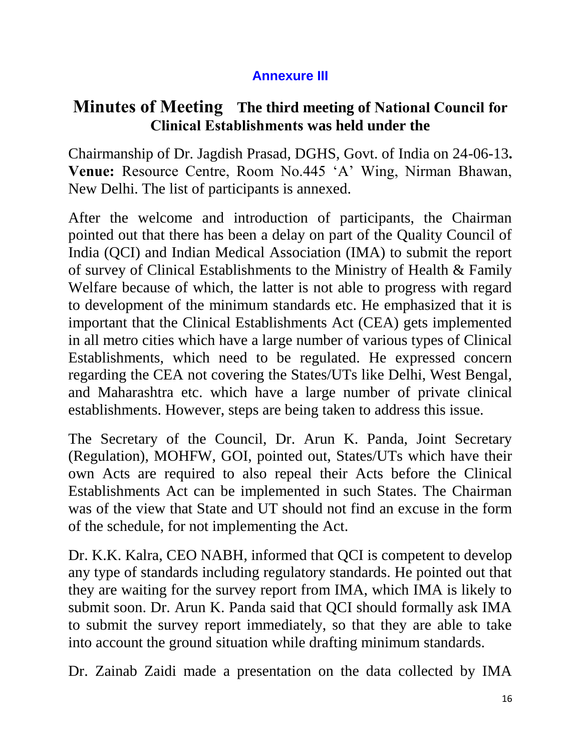**Annexure III**

# Minutes of Meeting **The third meeting of National Council for Clinical Establishments was held under the**

Chairmanship of Dr. Jagdish Prasad, DGHS, Govt. of India on 24-06-13**.** **Venue:** Resource Centre, Room No.445 'A' Wing, Nirman Bhawan, New Delhi. The list of participants is annexed.

After the welcome and introduction of participants, the Chairman pointed out that there has been a delay on part of the Quality Council of India (QCI) and Indian Medical Association (IMA) to submit the report of survey of Clinical Establishments to the Ministry of Health & Family Welfare because of which, the latter is not able to progress with regard to development of the minimum standards etc. He emphasized that it is important that the Clinical Establishments Act (CEA) gets implemented in all metro cities which have a large number of various types of Clinical Establishments, which need to be regulated. He expressed concern regarding the CEA not covering the States/UTs like Delhi, West Bengal, and Maharashtra etc. which have a large number of private clinical establishments. However, steps are being taken to address this issue.

The Secretary of the Council, Dr. Arun K. Panda, Joint Secretary (Regulation), MOHFW, GOI, pointed out, States/UTs which have their own Acts are required to also repeal their Acts before the Clinical Establishments Act can be implemented in such States. The Chairman was of the view that State and UT should not find an excuse in the form of the schedule, for not implementing the Act.

Dr. K.K. Kalra, CEO NABH, informed that QCI is competent to develop any type of standards including regulatory standards. He pointed out that they are waiting for the survey report from IMA, which IMA is likely to submit soon. Dr. Arun K. Panda said that QCI should formally ask IMA to submit the survey report immediately, so that they are able to take into account the ground situation while drafting minimum standards.

Dr. Zainab Zaidi made a presentation on the data collected by IMA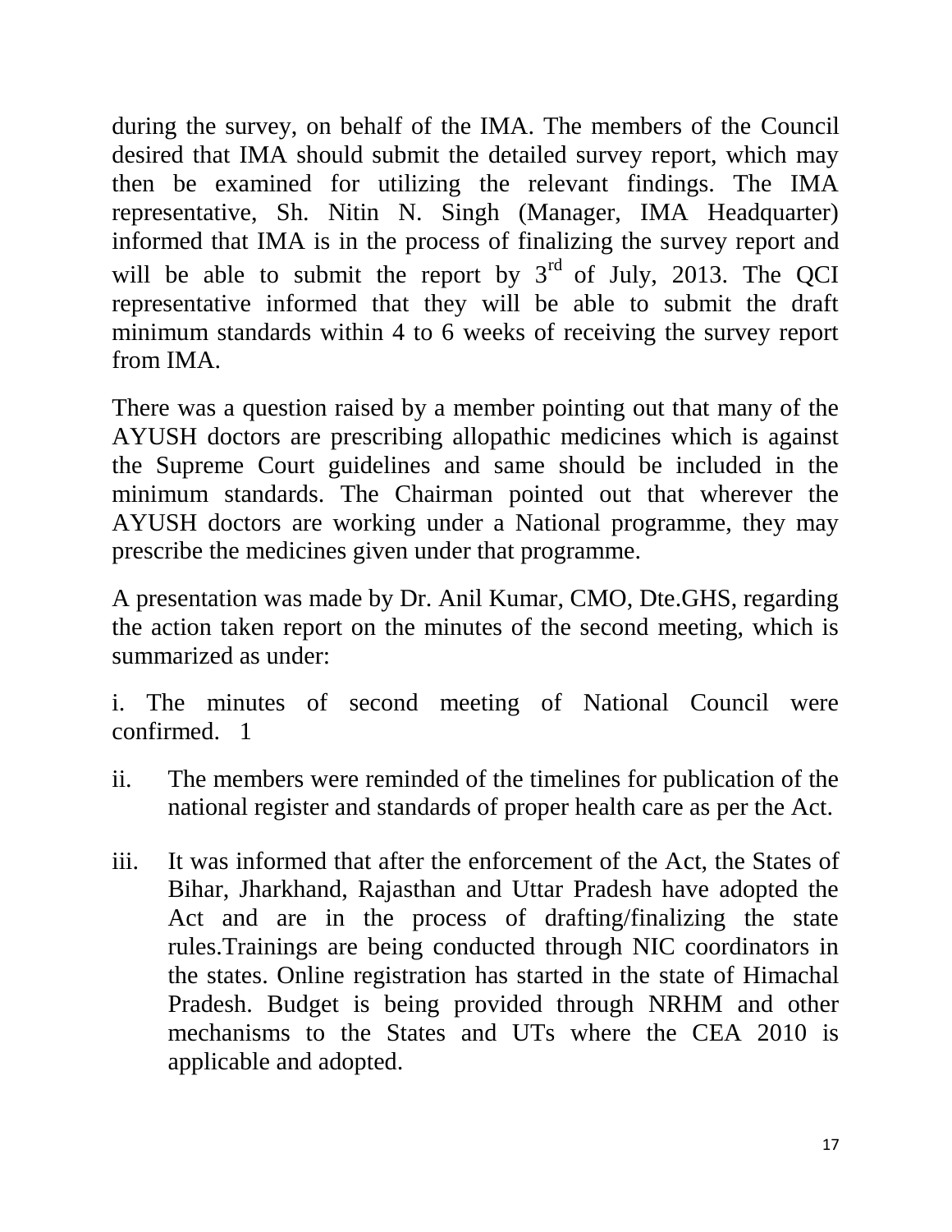during the survey, on behalf of the IMA. The members of the Council desired that IMA should submit the detailed survey report, which may then be examined for utilizing the relevant findings. The IMA representative, Sh. Nitin N. Singh (Manager, IMA Headquarter) informed that IMA is in the process of finalizing the survey report and will be able to submit the report by 3rd of July, 2013. The QCI representative informed that they will be able to submit the draft minimum standards within 4 to 6 weeks of receiving the survey report from IMA.

There was a question raised by a member pointing out that many of the AYUSH doctors are prescribing allopathic medicines which is against the Supreme Court guidelines and same should be included in the minimum standards. The Chairman pointed out that wherever the AYUSH doctors are working under a National programme, they may prescribe the medicines given under that programme.

A presentation was made by Dr. Anil Kumar, CMO, Dte.GHS, regarding the action taken report on the minutes of the second meeting, which is summarized as under:

i. The minutes of second meeting of National Council were confirmed. 1

ii. The members were reminded of the timelines for publication of the national register and standards of proper health care as per the Act.

iii. It was informed that after the enforcement of the Act, the States of Bihar, Jharkhand, Rajasthan and Uttar Pradesh have adopted the Act and are in the process of drafting/finalizing the state rules.Trainings are being conducted through NIC coordinators in the states. Online registration has started in the state of Himachal Pradesh. Budget is being provided through NRHM and other mechanisms to the States and UTs where the CEA 2010 is applicable and adopted.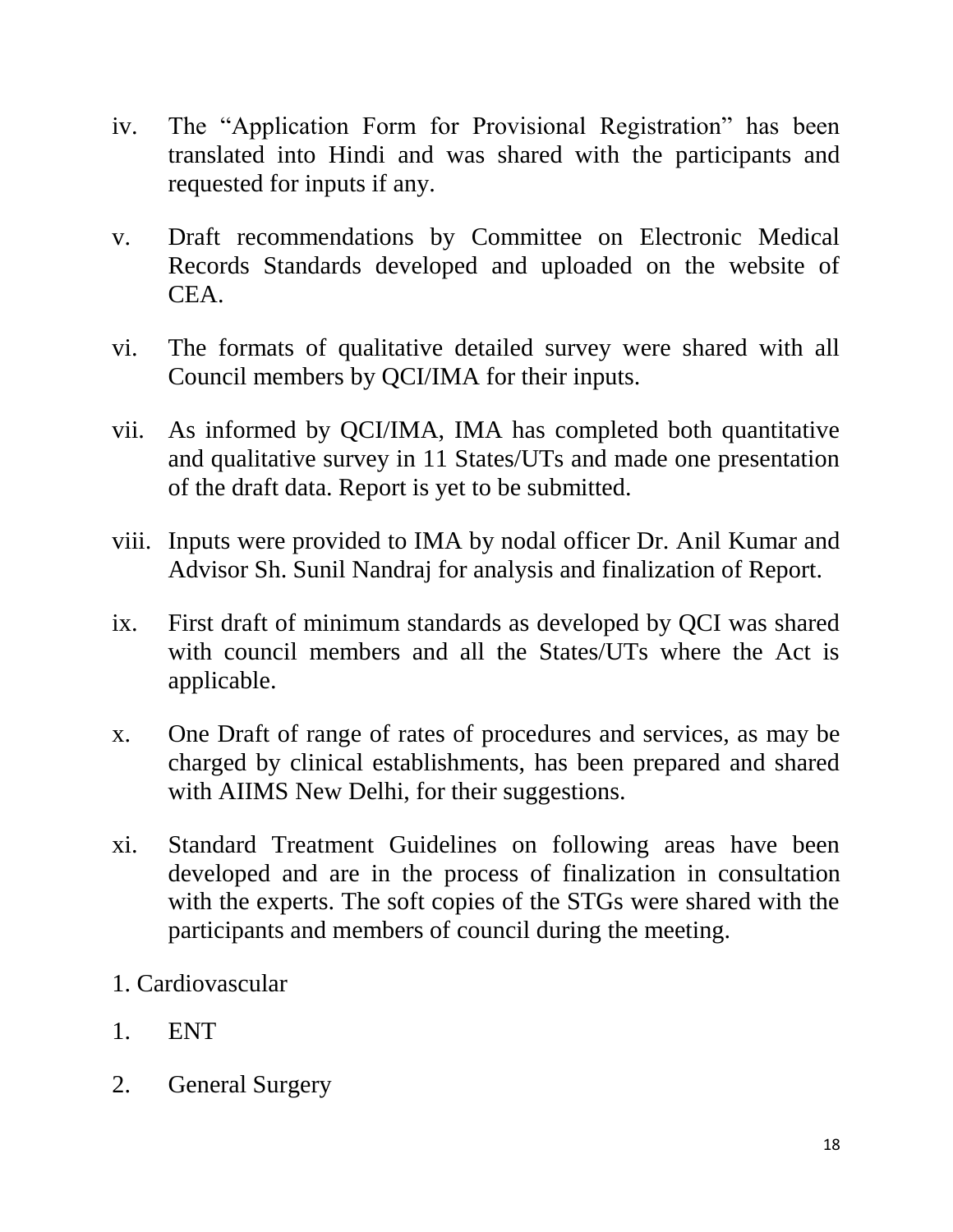iv. The "Application Form for Provisional Registration" has been translated into Hindi and was shared with the participants and requested for inputs if any.

v. Draft recommendations by Committee on Electronic Medical Records Standards developed and uploaded on the website of CEA.

vi. The formats of qualitative detailed survey were shared with all Council members by QCI/IMA for their inputs.

vii. As informed by QCI/IMA, IMA has completed both quantitative and qualitative survey in 11 States/UTs and made one presentation of the draft data. Report is yet to be submitted.

viii. Inputs were provided to IMA by nodal officer Dr. Anil Kumar and Advisor Sh. Sunil Nandraj for analysis and finalization of Report.

ix. First draft of minimum standards as developed by QCI was shared with council members and all the States/UTs where the Act is applicable.

x. One Draft of range of rates of procedures and services, as may be charged by clinical establishments, has been prepared and shared with AIIMS New Delhi, for their suggestions.

xi. Standard Treatment Guidelines on following areas have been developed and are in the process of finalization in consultation with the experts. The soft copies of the STGs were shared with the participants and members of council during the meeting.

1. Cardiovascular

1. ENT

2. General Surgery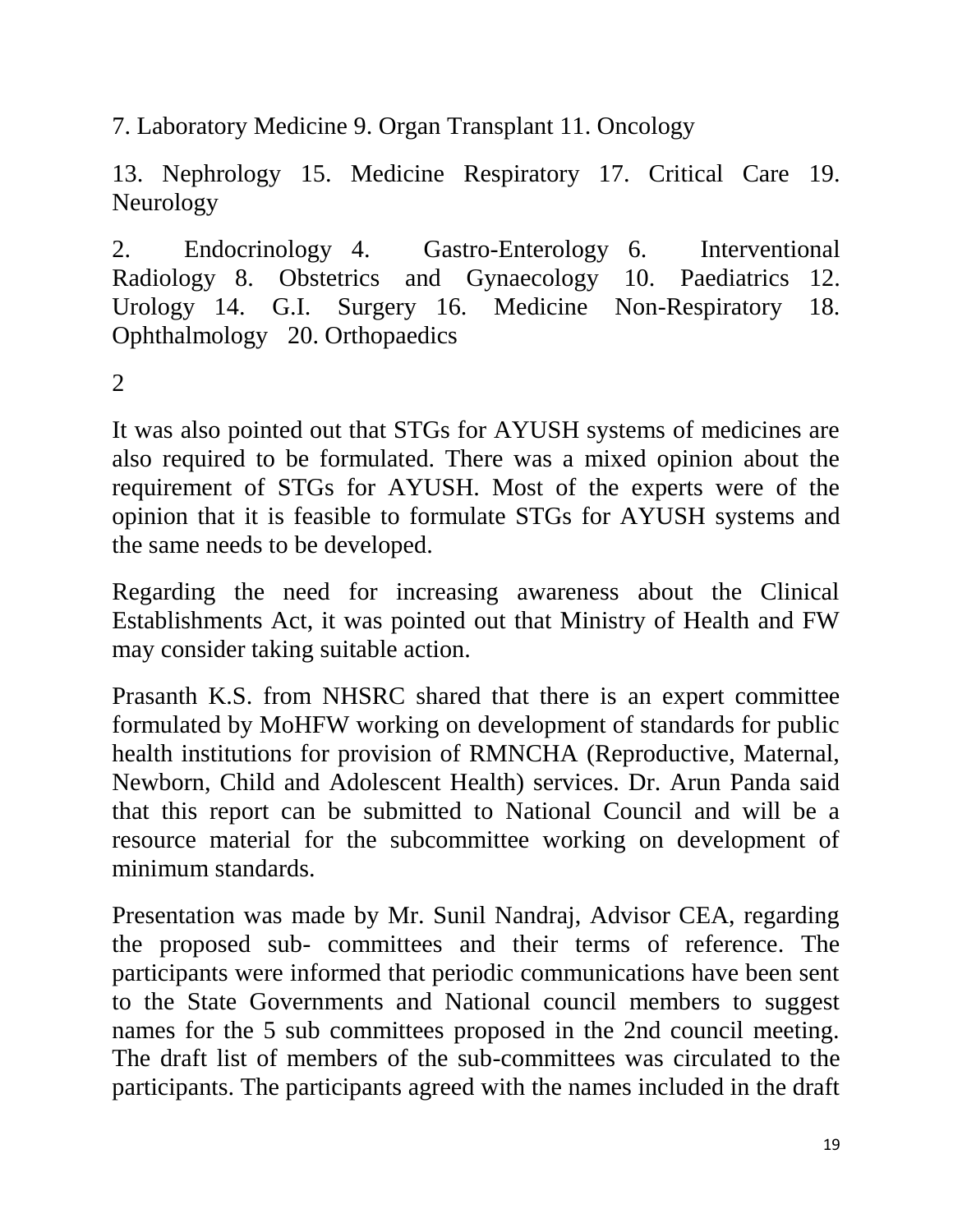7. Laboratory Medicine 9. Organ Transplant 11. Oncology

13. Nephrology 15. Medicine Respiratory 17. Critical Care 19. Neurology

2. Endocrinology 4. Gastro-Enterology 6. Interventional Radiology 8. Obstetrics and Gynaecology 10. Paediatrics 12. Urology 14. G.I. Surgery 16. Medicine Non-Respiratory 18. Ophthalmology 20. Orthopaedics

2

It was also pointed out that STGs for AYUSH systems of medicines are also required to be formulated. There was a mixed opinion about the requirement of STGs for AYUSH. Most of the experts were of the opinion that it is feasible to formulate STGs for AYUSH systems and the same needs to be developed.

Regarding the need for increasing awareness about the Clinical Establishments Act, it was pointed out that Ministry of Health and FW may consider taking suitable action.

Prasanth K.S. from NHSRC shared that there is an expert committee formulated by MoHFW working on development of standards for public health institutions for provision of RMNCHA (Reproductive, Maternal, Newborn, Child and Adolescent Health) services. Dr. Arun Panda said that this report can be submitted to National Council and will be a resource material for the subcommittee working on development of minimum standards.

Presentation was made by Mr. Sunil Nandraj, Advisor CEA, regarding the proposed sub- committees and their terms of reference. The participants were informed that periodic communications have been sent to the State Governments and National council members to suggest names for the 5 sub committees proposed in the 2nd council meeting. The draft list of members of the sub-committees was circulated to the participants. The participants agreed with the names included in the draft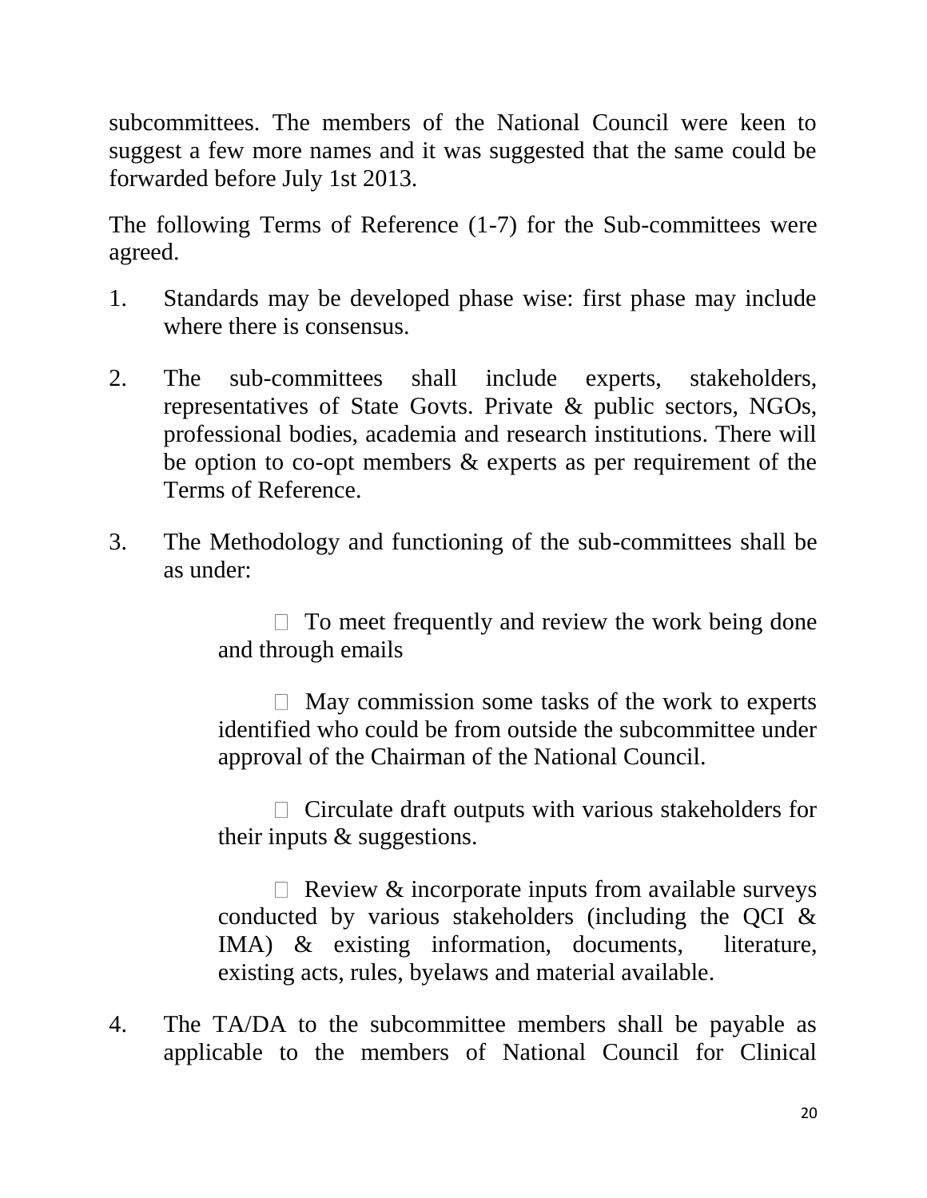subcommittees. The members of the National Council were keen to suggest a few more names and it was suggested that the same could be forwarded before July 1st 2013.

The following Terms of Reference (1-7) for the Sub-committees were agreed.

1. Standards may be developed phase wise: first phase may include where there is consensus.

2. The sub-committees shall include experts, stakeholders, representatives of State Govts. Private & public sectors, NGOs, professional bodies, academia and research institutions. There will be option to co-opt members & experts as per requirement of the Terms of Reference.

3. The Methodology and functioning of the sub-committees shall be as under:

    - To meet frequently and review the work being done and through emails

    - May commission some tasks of the work to experts identified who could be from outside the subcommittee under approval of the Chairman of the National Council.

    - Circulate draft outputs with various stakeholders for their inputs & suggestions.

    - Review & incorporate inputs from available surveys conducted by various stakeholders (including the QCI & IMA) & existing information, documents, literature, existing acts, rules, byelaws and material available.

4. The TA/DA to the subcommittee members shall be payable as applicable to the members of National Council for Clinical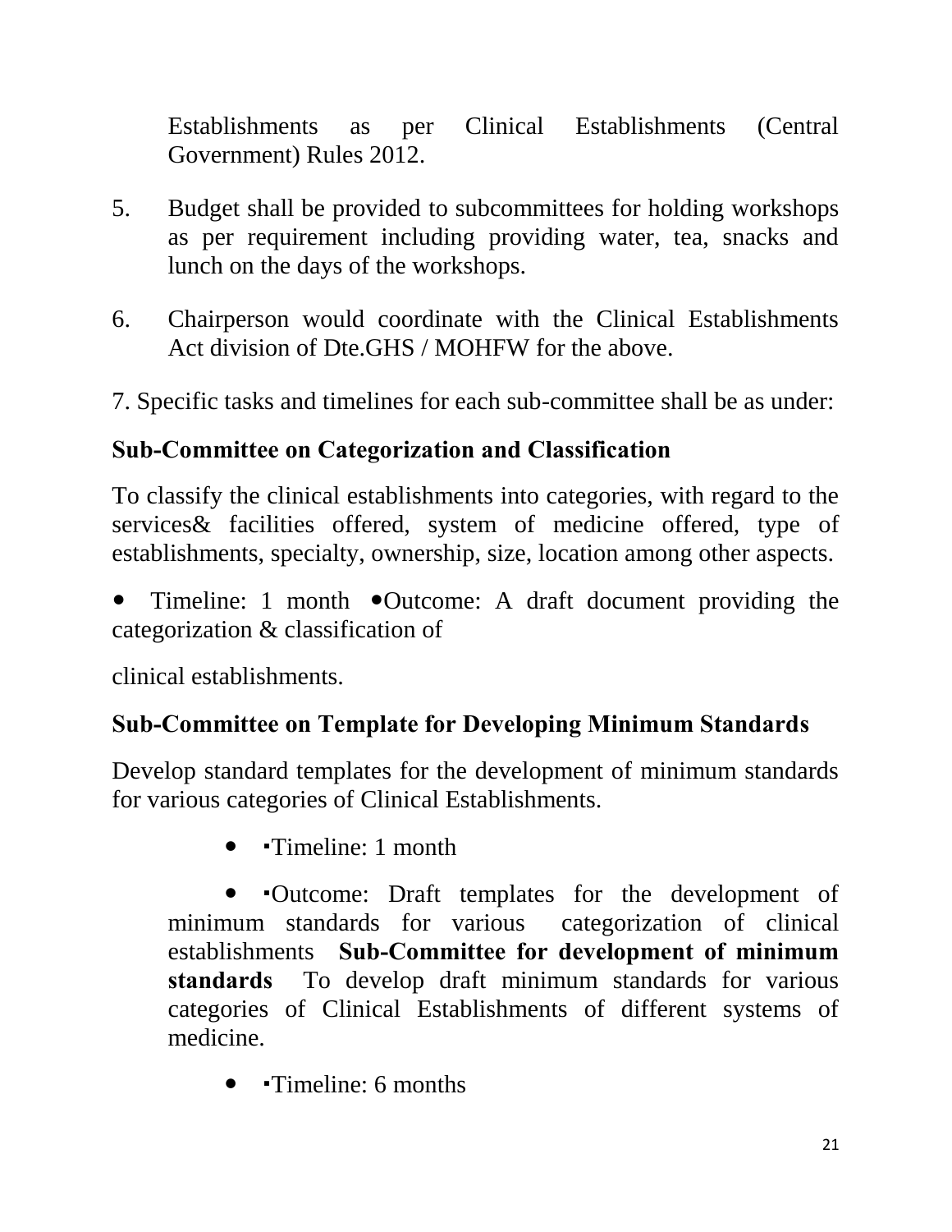Establishments as per Clinical Establishments (Central Government) Rules 2012.

5. Budget shall be provided to subcommittees for holding workshops as per requirement including providing water, tea, snacks and lunch on the days of the workshops.

6. Chairperson would coordinate with the Clinical Establishments Act division of Dte.GHS / MOHFW for the above.

7. Specific tasks and timelines for each sub-committee shall be as under:

**Sub-Committee on Categorization and Classification**

To classify the clinical establishments into categories, with regard to the services& facilities offered, system of medicine offered, type of establishments, specialty, ownership, size, location among other aspects.

- Timeline: 1 month
- Outcome: A draft document providing the categorization & classification of clinical establishments.

**Sub-Committee on Template for Developing Minimum Standards**

Develop standard templates for the development of minimum standards for various categories of Clinical Establishments.

- Timeline: 1 month
- Outcome: Draft templates for the development of minimum standards for various categorization of clinical establishments

**Sub-Committee for development of minimum standards**

To develop draft minimum standards for various categories of Clinical Establishments of different systems of medicine.

- Timeline: 6 months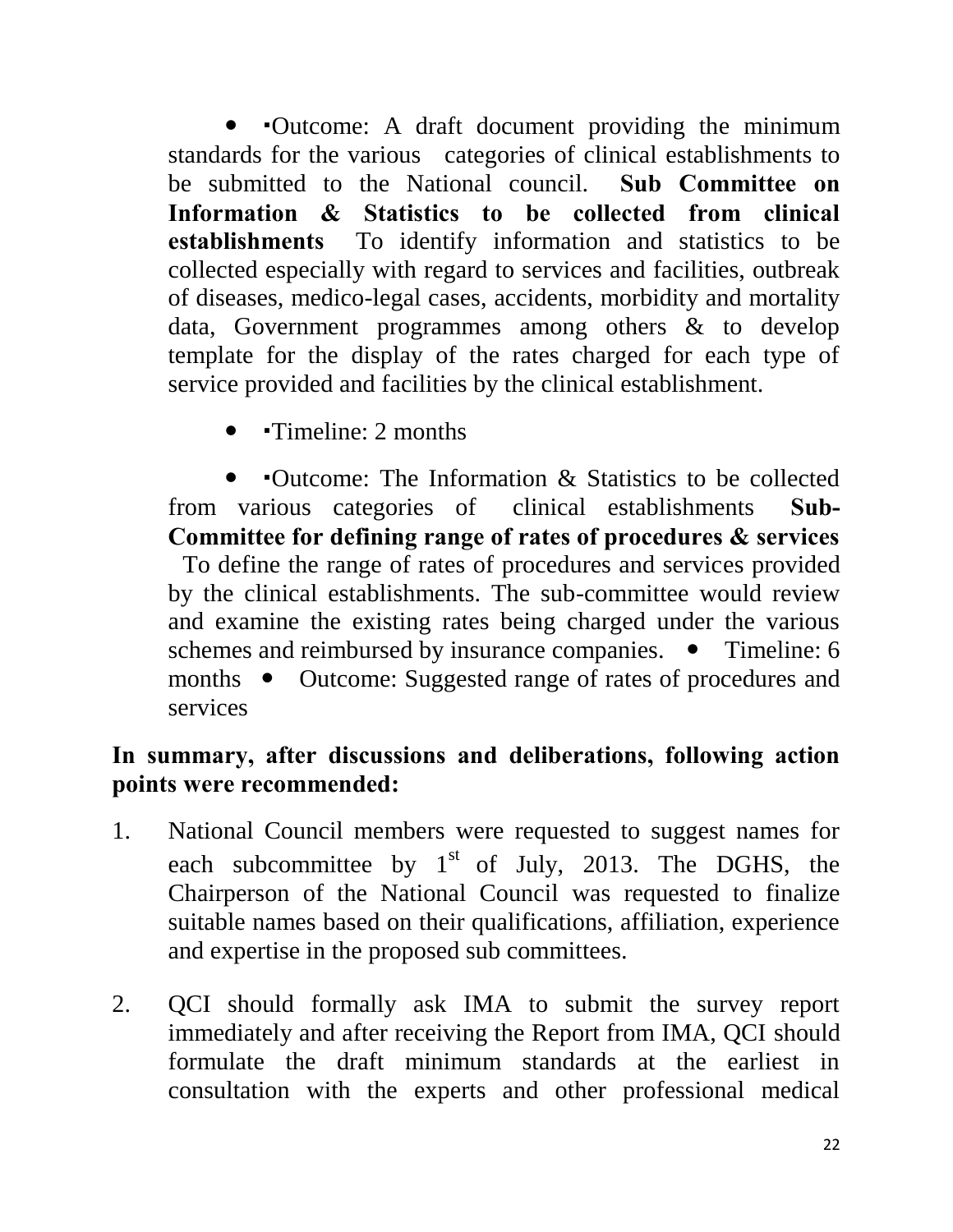- ▪Outcome: A draft document providing the minimum standards for the various categories of clinical establishments to be submitted to the National council. **Sub Committee on Information & Statistics to be collected from clinical establishments** To identify information and statistics to be collected especially with regard to services and facilities, outbreak of diseases, medico-legal cases, accidents, morbidity and mortality data, Government programmes among others & to develop template for the display of the rates charged for each type of service provided and facilities by the clinical establishment.

- ▪Timeline: 2 months

- ▪Outcome: The Information & Statistics to be collected from various categories of clinical establishments **Sub-Committee for defining range of rates of procedures & services** To define the range of rates of procedures and services provided by the clinical establishments. The sub-committee would review and examine the existing rates being charged under the various schemes and reimbursed by insurance companies. • Timeline: 6 months • Outcome: Suggested range of rates of procedures and services

**In summary, after discussions and deliberations, following action points were recommended:**

1. National Council members were requested to suggest names for each subcommittee by 1st of July, 2013. The DGHS, the Chairperson of the National Council was requested to finalize suitable names based on their qualifications, affiliation, experience and expertise in the proposed sub committees.

2. QCI should formally ask IMA to submit the survey report immediately and after receiving the Report from IMA, QCI should formulate the draft minimum standards at the earliest in consultation with the experts and other professional medical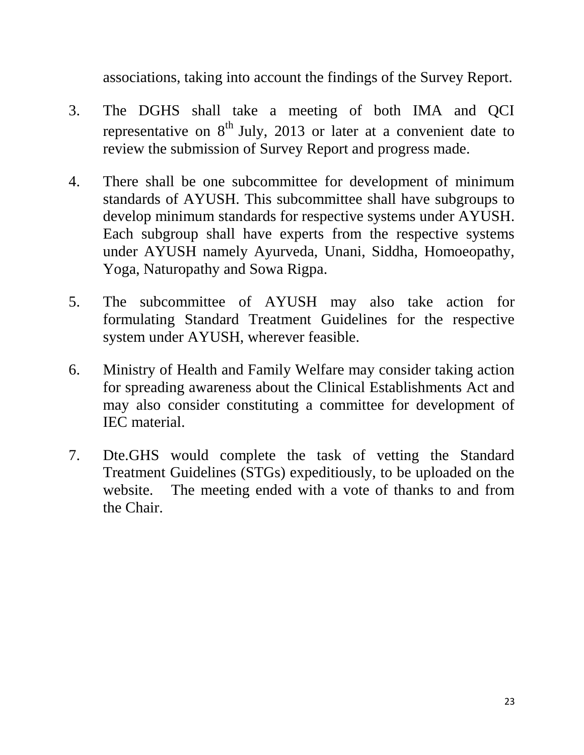associations, taking into account the findings of the Survey Report.

3. The DGHS shall take a meeting of both IMA and QCI representative on 8th July, 2013 or later at a convenient date to review the submission of Survey Report and progress made.

4. There shall be one subcommittee for development of minimum standards of AYUSH. This subcommittee shall have subgroups to develop minimum standards for respective systems under AYUSH. Each subgroup shall have experts from the respective systems under AYUSH namely Ayurveda, Unani, Siddha, Homoeopathy, Yoga, Naturopathy and Sowa Rigpa.

5. The subcommittee of AYUSH may also take action for formulating Standard Treatment Guidelines for the respective system under AYUSH, wherever feasible.

6. Ministry of Health and Family Welfare may consider taking action for spreading awareness about the Clinical Establishments Act and may also consider constituting a committee for development of IEC material.

7. Dte.GHS would complete the task of vetting the Standard Treatment Guidelines (STGs) expeditiously, to be uploaded on the website. The meeting ended with a vote of thanks to and from the Chair.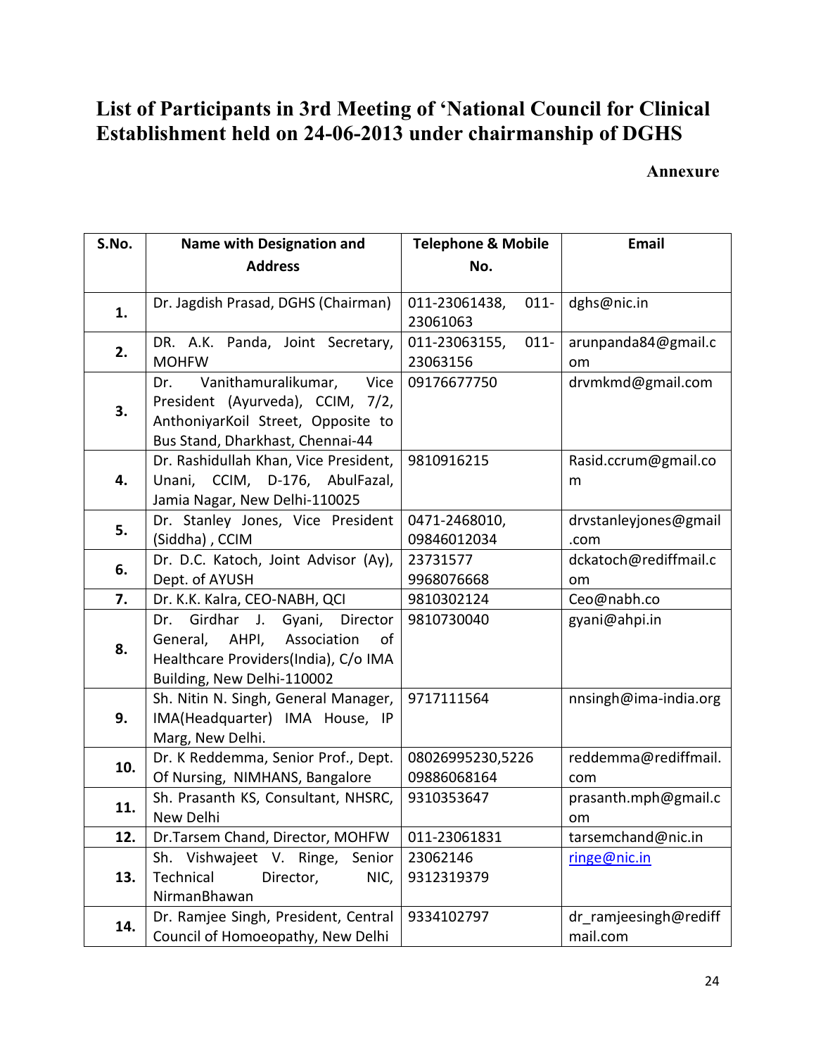# List of Participants in 3rd Meeting of 'National Council for Clinical Establishment held on 24-06-2013 under chairmanship of DGHS

**Annexure**

| S.No. | Name with Designation and Address | Telephone & Mobile No. | Email |
|---|---|---|---|
| **1.** | Dr. Jagdish Prasad, DGHS (Chairman) | 011-23061438, 011-23061063 | dghs@nic.in |
| **2.** | DR. A.K. Panda, Joint Secretary, MOHFW | 011-23063155, 011-23063156 | arunpanda84@gmail.com |
| **3.** | Dr. Vanithamuralikumar, Vice President (Ayurveda), CCIM, 7/2, AnthoniyarKoil Street, Opposite to Bus Stand, Dharkhast, Chennai-44 | 09176677750 | drvmkmd@gmail.com |
| **4.** | Dr. Rashidullah Khan, Vice President, Unani, CCIM, D-176, AbulFazal, Jamia Nagar, New Delhi-110025 | 9810916215 | Rasid.ccrum@gmail.com |
| **5.** | Dr. Stanley Jones, Vice President (Siddha) , CCIM | 0471-2468010, 09846012034 | drvstanleyjones@gmail.com |
| **6.** | Dr. D.C. Katoch, Joint Advisor (Ay), Dept. of AYUSH | 23731577 9968076668 | dckatoch@rediffmail.com |
| **7.** | Dr. K.K. Kalra, CEO-NABH, QCI | 9810302124 | Ceo@nabh.co |
| **8.** | Dr. Girdhar J. Gyani, Director General, AHPI, Association of Healthcare Providers(India), C/o IMA Building, New Delhi-110002 | 9810730040 | gyani@ahpi.in |
| **9.** | Sh. Nitin N. Singh, General Manager, IMA(Headquarter) IMA House, IP Marg, New Delhi. | 9717111564 | nnsingh@ima-india.org |
| **10.** | Dr. K Reddemma, Senior Prof., Dept. Of Nursing, NIMHANS, Bangalore | 08026995230,5226 09886068164 | reddemma@rediffmail.com |
| **11.** | Sh. Prasanth KS, Consultant, NHSRC, New Delhi | 9310353647 | prasanth.mph@gmail.com |
| **12.** | Dr.Tarsem Chand, Director, MOHFW | 011-23061831 | tarsemchand@nic.in |
| **13.** | Sh. Vishwajeet V. Ringe, Senior Technical Director, NIC, NirmanBhawan | 23062146 9312319379 | ringe@nic.in |
| **14.** | Dr. Ramjee Singh, President, Central Council of Homoeopathy, New Delhi | 9334102797 | dr_ramjeesingh@rediffmail.com |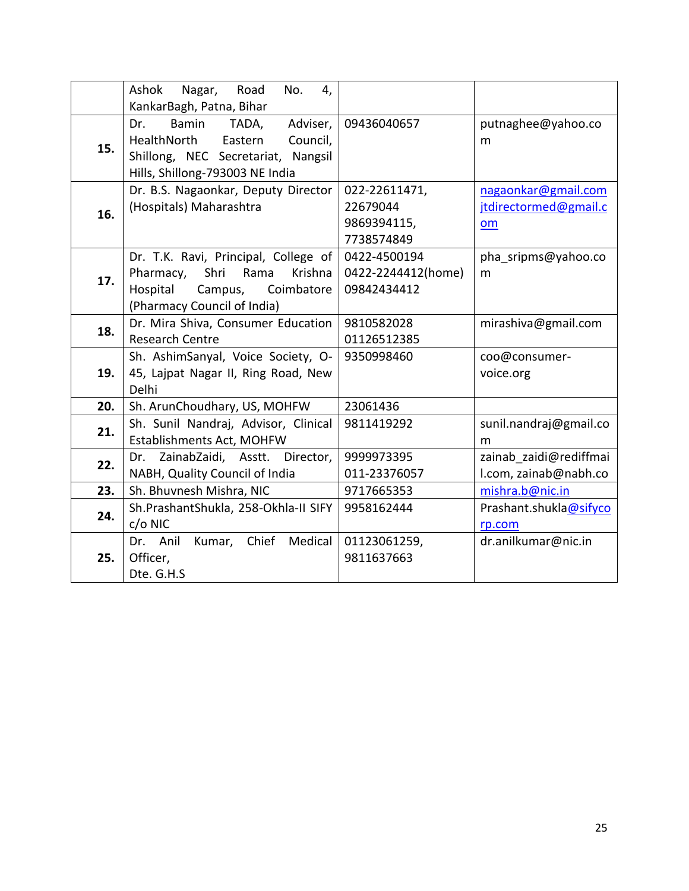| | | | |
|---|---|---|---|
| | Ashok Nagar, Road No. 4, KankarBagh, Patna, Bihar | | |
| **15.** | Dr. Bamin TADA, Adviser, HealthNorth Eastern Council, Shillong, NEC Secretariat, Nangsil Hills, Shillong-793003 NE India | 09436040657 | putnaghee@yahoo.com |
| **16.** | Dr. B.S. Nagaonkar, Deputy Director (Hospitals) Maharashtra | 022-22611471, 22679044 9869394115, 7738574849 | nagaonkar@gmail.com jtdirectormed@gmail.com |
| **17.** | Dr. T.K. Ravi, Principal, College of Pharmacy, Shri Rama Krishna Hospital Campus, Coimbatore (Pharmacy Council of India) | 0422-4500194 0422-2244412(home) 09842434412 | pha_sripms@yahoo.com |
| **18.** | Dr. Mira Shiva, Consumer Education Research Centre | 9810582028 01126512385 | mirashiva@gmail.com |
| **19.** | Sh. AshimSanyal, Voice Society, O-45, Lajpat Nagar II, Ring Road, New Delhi | 9350998460 | coo@consumer-voice.org |
| **20.** | Sh. ArunChoudhary, US, MOHFW | 23061436 | |
| **21.** | Sh. Sunil Nandraj, Advisor, Clinical Establishments Act, MOHFW | 9811419292 | sunil.nandraj@gmail.com |
| **22.** | Dr. ZainabZaidi, Asstt. Director, NABH, Quality Council of India | 9999973395 011-23376057 | zainab_zaidi@rediffmail.com, zainab@nabh.co |
| **23.** | Sh. Bhuvnesh Mishra, NIC | 9717665353 | mishra.b@nic.in |
| **24.** | Sh.PrashantShukla, 258-Okhla-II SIFY c/o NIC | 9958162444 | Prashant.shukla@sifycorp.com |
| **25.** | Dr. Anil Kumar, Chief Medical Officer, Dte. G.H.S | 01123061259, 9811637663 | dr.anilkumar@nic.in |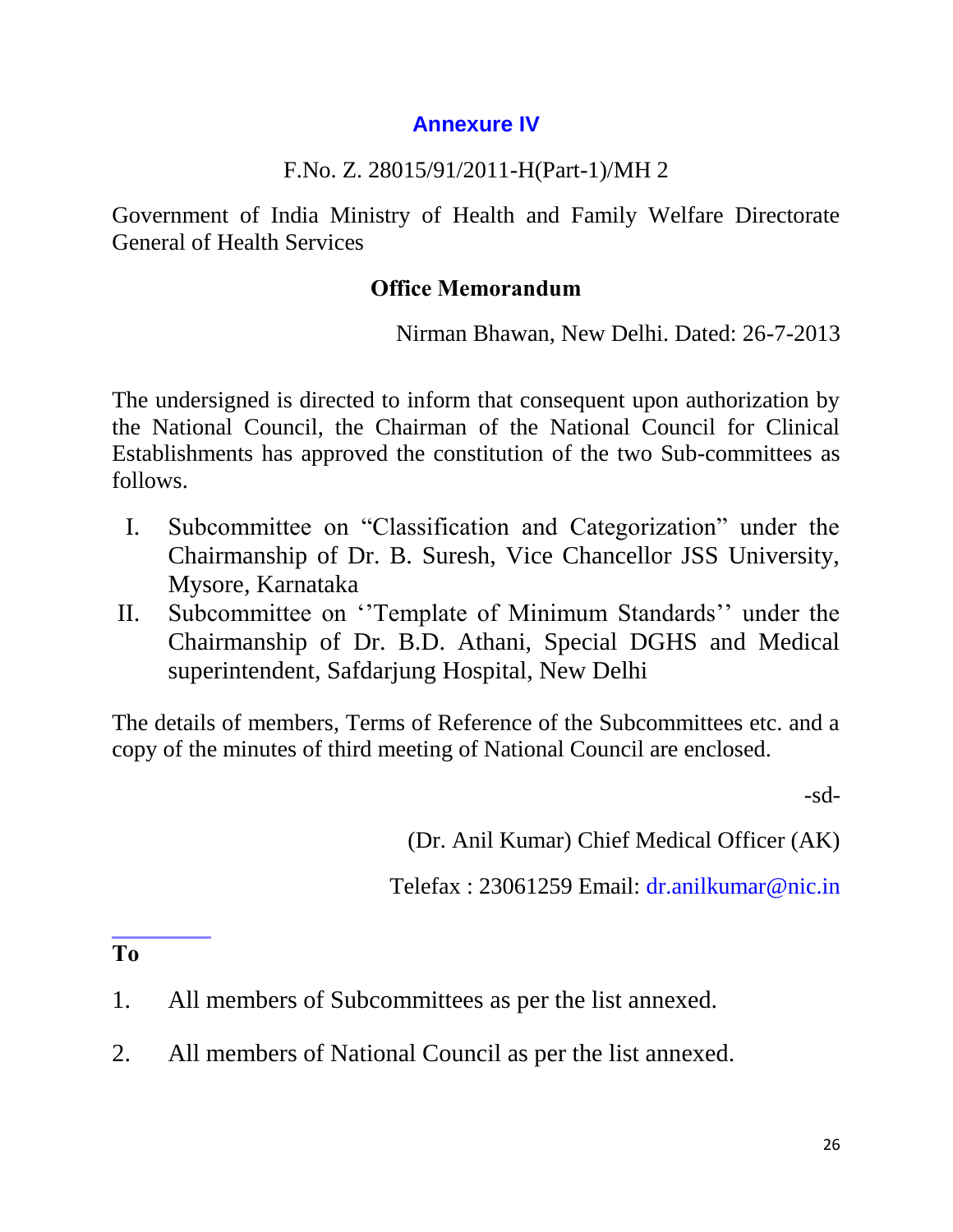## Annexure IV

F.No. Z. 28015/91/2011-H(Part-1)/MH 2

Government of India Ministry of Health and Family Welfare Directorate General of Health Services

### Office Memorandum

Nirman Bhawan, New Delhi. Dated: 26-7-2013

The undersigned is directed to inform that consequent upon authorization by the National Council, the Chairman of the National Council for Clinical Establishments has approved the constitution of the two Sub-committees as follows.

I. Subcommittee on "Classification and Categorization" under the Chairmanship of Dr. B. Suresh, Vice Chancellor JSS University, Mysore, Karnataka
II. Subcommittee on ''Template of Minimum Standards'' under the Chairmanship of Dr. B.D. Athani, Special DGHS and Medical superintendent, Safdarjung Hospital, New Delhi

The details of members, Terms of Reference of the Subcommittees etc. and a copy of the minutes of third meeting of National Council are enclosed.

-sd-

(Dr. Anil Kumar) Chief Medical Officer (AK)

Telefax : 23061259 Email: dr.anilkumar@nic.in

**To**

1. All members of Subcommittees as per the list annexed.
2. All members of National Council as per the list annexed.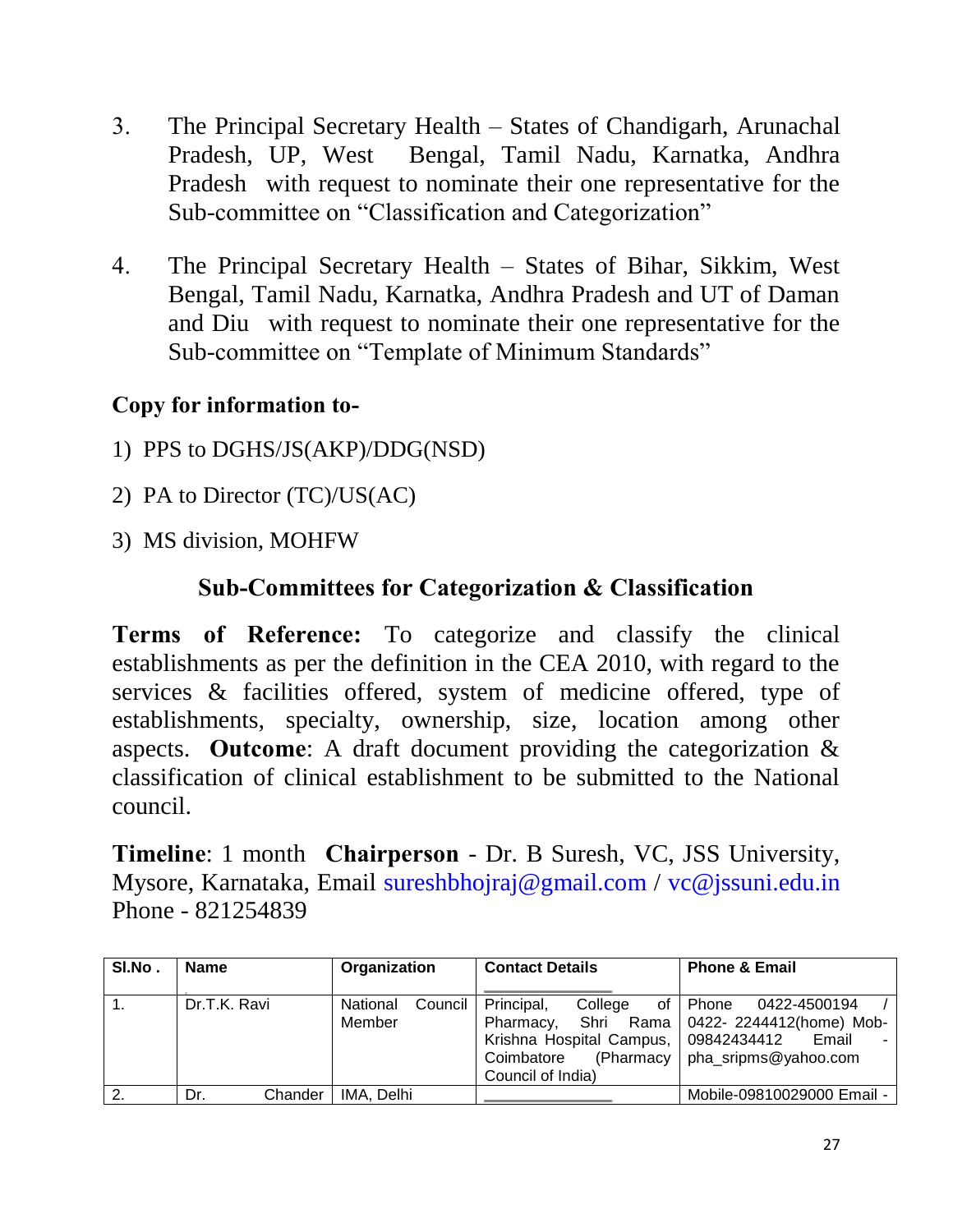3. The Principal Secretary Health – States of Chandigarh, Arunachal Pradesh, UP, West Bengal, Tamil Nadu, Karnatka, Andhra Pradesh with request to nominate their one representative for the Sub-committee on "Classification and Categorization"

4. The Principal Secretary Health – States of Bihar, Sikkim, West Bengal, Tamil Nadu, Karnatka, Andhra Pradesh and UT of Daman and Diu with request to nominate their one representative for the Sub-committee on "Template of Minimum Standards"

**Copy for information to-**

1) PPS to DGHS/JS(AKP)/DDG(NSD)
2) PA to Director (TC)/US(AC)
3) MS division, MOHFW

## Sub-Committees for Categorization & Classification

**Terms of Reference:** To categorize and classify the clinical establishments as per the definition in the CEA 2010, with regard to the services & facilities offered, system of medicine offered, type of establishments, specialty, ownership, size, location among other aspects. **Outcome**: A draft document providing the categorization & classification of clinical establishment to be submitted to the National council.

**Timeline**: 1 month **Chairperson** - Dr. B Suresh, VC, JSS University, Mysore, Karnataka, Email sureshbhojraj@gmail.com / vc@jssuni.edu.in Phone - 821254839

| Sl.No . | Name | Organization | Contact Details | Phone & Email |
|---|---|---|---|---|
| 1. | Dr.T.K. Ravi | National Council Member | Principal, College of Pharmacy, Shri Rama Krishna Hospital Campus, Coimbatore (Pharmacy Council of India) | Phone 0422-4500194 / 0422- 2244412(home) Mob-09842434412 Email - pha_sripms@yahoo.com |
| 2. | Dr. Chander | IMA, Delhi | | Mobile-09810029000 Email - |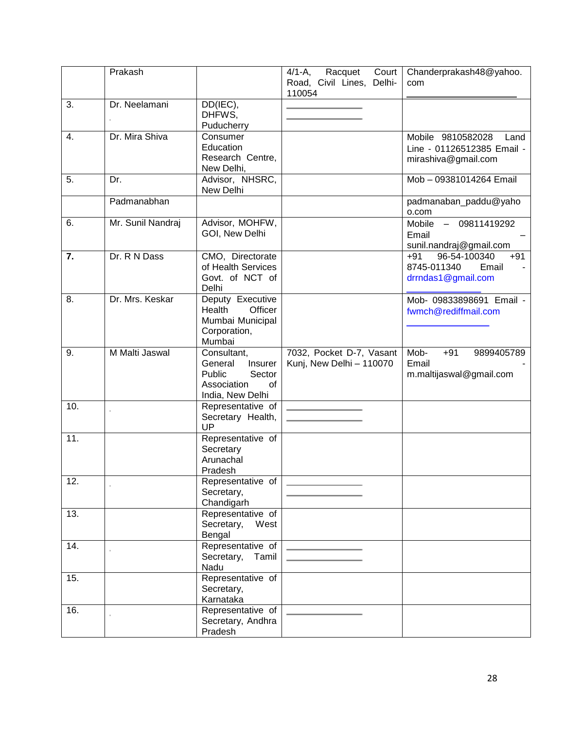| | | | | |
|---|---|---|---|---|
| | Prakash | | 4/1-A, Racquet Court Road, Civil Lines, Delhi-110054 | Chanderprakash48@yahoo.com |
| 3. | Dr. Neelamani | DD(IEC), DHFWS, Puducherry | | |
| 4. | Dr. Mira Shiva | Consumer Education Research Centre, New Delhi, | | Mobile 9810582028 Land Line - 01126512385 Email - mirashiva@gmail.com |
| 5. | Dr. | Advisor, NHSRC, New Delhi | | Mob – 09381014264 Email |
| | Padmanabhan | | | padmanaban_paddu@yahoo.com |
| 6. | Mr. Sunil Nandraj | Advisor, MOHFW, GOI, New Delhi | | Mobile – 09811419292 Email – sunil.nandraj@gmail.com |
| **7.** | Dr. R N Dass | CMO, Directorate of Health Services Govt. of NCT of Delhi | | +91 96-54-100340 +91 8745-011340 Email - drrndas1@gmail.com |
| 8. | Dr. Mrs. Keskar | Deputy Executive Health Officer Mumbai Municipal Corporation, Mumbai | | Mob- 09833898691 Email - fwmch@rediffmail.com |
| 9. | M Malti Jaswal | Consultant, General Insurer Public Sector Association of India, New Delhi | 7032, Pocket D-7, Vasant Kunj, New Delhi – 110070 | Mob- +91 9899405789 Email - m.maltijaswal@gmail.com |
| 10. | | Representative of Secretary Health, UP | | |
| 11. | | Representative of Secretary Arunachal Pradesh | | |
| 12. | | Representative of Secretary, Chandigarh | | |
| 13. | | Representative of Secretary, West Bengal | | |
| 14. | | Representative of Secretary, Tamil Nadu | | |
| 15. | | Representative of Secretary, Karnataka | | |
| 16. | | Representative of Secretary, Andhra Pradesh | | |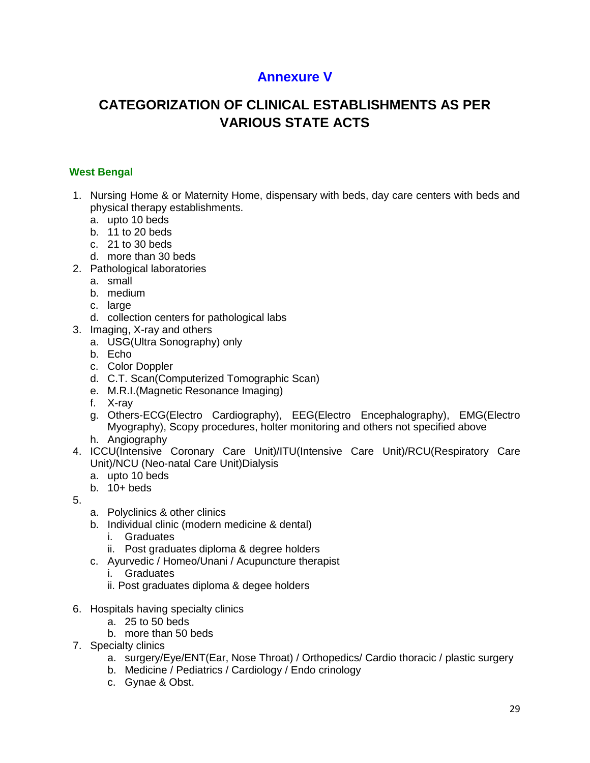# Annexure V

## CATEGORIZATION OF CLINICAL ESTABLISHMENTS AS PER VARIOUS STATE ACTS

### West Bengal

1. Nursing Home & or Maternity Home, dispensary with beds, day care centers with beds and physical therapy establishments.
   a. upto 10 beds
   b. 11 to 20 beds
   c. 21 to 30 beds
   d. more than 30 beds
2. Pathological laboratories
   a. small
   b. medium
   c. large
   d. collection centers for pathological labs
3. Imaging, X-ray and others
   a. USG(Ultra Sonography) only
   b. Echo
   c. Color Doppler
   d. C.T. Scan(Computerized Tomographic Scan)
   e. M.R.I.(Magnetic Resonance Imaging)
   f. X-ray
   g. Others-ECG(Electro Cardiography), EEG(Electro Encephalography), EMG(Electro Myography), Scopy procedures, holter monitoring and others not specified above
   h. Angiography
4. ICCU(Intensive Coronary Care Unit)/ITU(Intensive Care Unit)/RCU(Respiratory Care Unit)/NCU (Neo-natal Care Unit)Dialysis
   a. upto 10 beds
   b. 10+ beds
5. 
   a. Polyclinics & other clinics
   b. Individual clinic (modern medicine & dental)
      i. Graduates
      ii. Post graduates diploma & degree holders
   c. Ayurvedic / Homeo/Unani / Acupuncture therapist
      i. Graduates
      ii. Post graduates diploma & degee holders
6. Hospitals having specialty clinics
   a. 25 to 50 beds
   b. more than 50 beds
7. Specialty clinics
   a. surgery/Eye/ENT(Ear, Nose Throat) / Orthopedics/ Cardio thoracic / plastic surgery
   b. Medicine / Pediatrics / Cardiology / Endo crinology
   c. Gynae & Obst.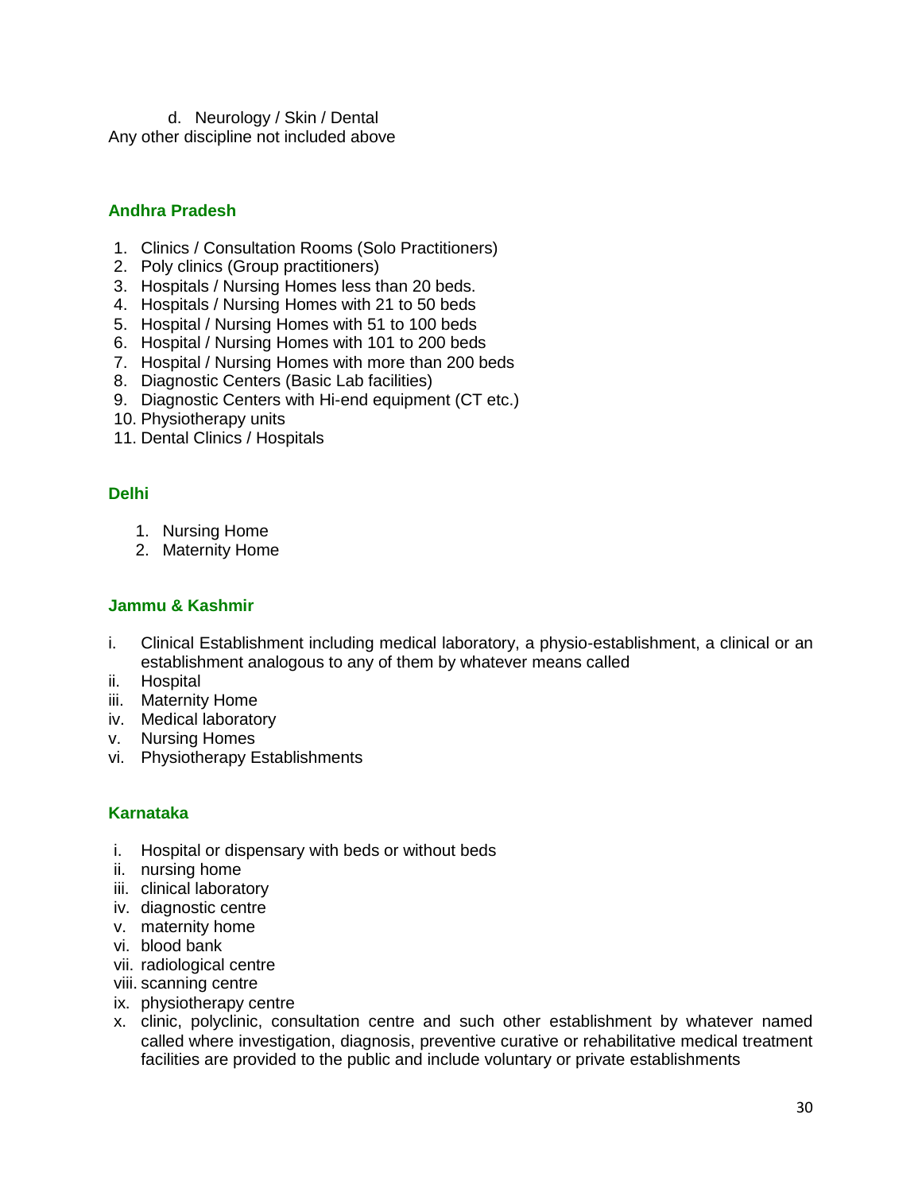d. Neurology / Skin / Dental

Any other discipline not included above

### Andhra Pradesh

1. Clinics / Consultation Rooms (Solo Practitioners)
2. Poly clinics (Group practitioners)
3. Hospitals / Nursing Homes less than 20 beds.
4. Hospitals / Nursing Homes with 21 to 50 beds
5. Hospital / Nursing Homes with 51 to 100 beds
6. Hospital / Nursing Homes with 101 to 200 beds
7. Hospital / Nursing Homes with more than 200 beds
8. Diagnostic Centers (Basic Lab facilities)
9. Diagnostic Centers with Hi-end equipment (CT etc.)
10. Physiotherapy units
11. Dental Clinics / Hospitals

### Delhi

1. Nursing Home
2. Maternity Home

### Jammu & Kashmir

- i. Clinical Establishment including medical laboratory, a physio-establishment, a clinical or an establishment analogous to any of them by whatever means called
- ii. Hospital
- iii. Maternity Home
- iv. Medical laboratory
- v. Nursing Homes
- vi. Physiotherapy Establishments

### Karnataka

- i. Hospital or dispensary with beds or without beds
- ii. nursing home
- iii. clinical laboratory
- iv. diagnostic centre
- v. maternity home
- vi. blood bank
- vii. radiological centre
- viii. scanning centre
- ix. physiotherapy centre
- x. clinic, polyclinic, consultation centre and such other establishment by whatever named called where investigation, diagnosis, preventive curative or rehabilitative medical treatment facilities are provided to the public and include voluntary or private establishments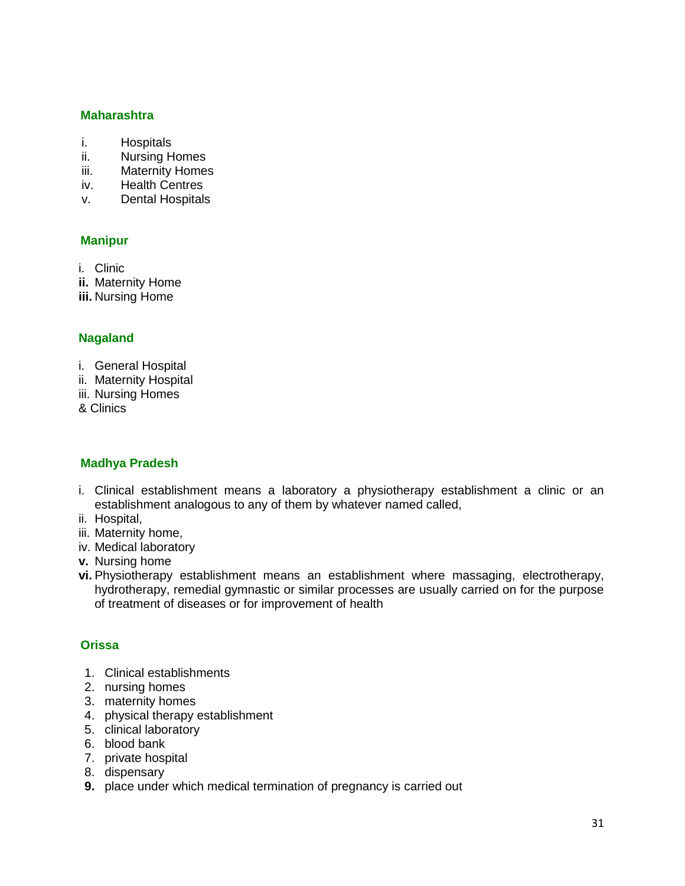**Maharashtra**

i. Hospitals
ii. Nursing Homes
iii. Maternity Homes
iv. Health Centres
v. Dental Hospitals

**Manipur**

i. Clinic
**ii.** Maternity Home
**iii.** Nursing Home

**Nagaland**

i. General Hospital
ii. Maternity Hospital
iii. Nursing Homes
& Clinics

**Madhya Pradesh**

i. Clinical establishment means a laboratory a physiotherapy establishment a clinic or an establishment analogous to any of them by whatever named called,
ii. Hospital,
iii. Maternity home,
iv. Medical laboratory
**v.** Nursing home
**vi.** Physiotherapy establishment means an establishment where massaging, electrotherapy, hydrotherapy, remedial gymnastic or similar processes are usually carried on for the purpose of treatment of diseases or for improvement of health

**Orissa**

1. Clinical establishments
2. nursing homes
3. maternity homes
4. physical therapy establishment
5. clinical laboratory
6. blood bank
7. private hospital
8. dispensary
9. place under which medical termination of pregnancy is carried out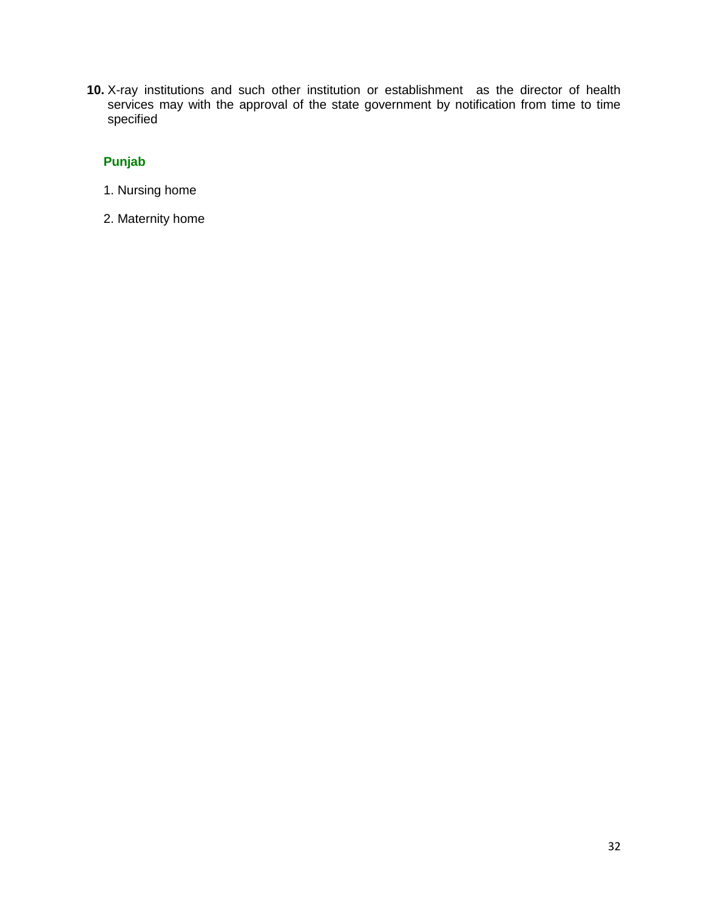10. X-ray institutions and such other institution or establishment as the director of health services may with the approval of the state government by notification from time to time specified

### Punjab

1. Nursing home
2. Maternity home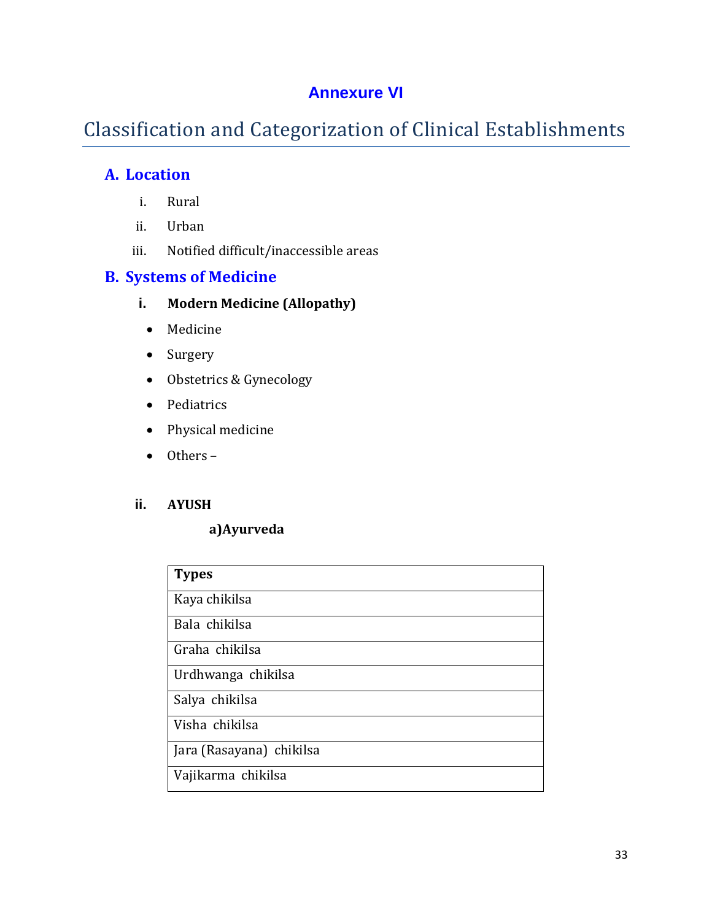# Annexure VI

## Classification and Categorization of Clinical Establishments

### A. Location

i. Rural
ii. Urban
iii. Notified difficult/inaccessible areas

### B. Systems of Medicine

**i. Modern Medicine (Allopathy)**

- Medicine
- Surgery
- Obstetrics & Gynecology
- Pediatrics
- Physical medicine
- Others –

**ii. AYUSH**

**a)Ayurveda**

| Types |
|---|
| Kaya chikilsa |
| Bala chikilsa |
| Graha chikilsa |
| Urdhwanga chikilsa |
| Salya chikilsa |
| Visha chikilsa |
| Jara (Rasayana) chikilsa |
| Vajikarma chikilsa |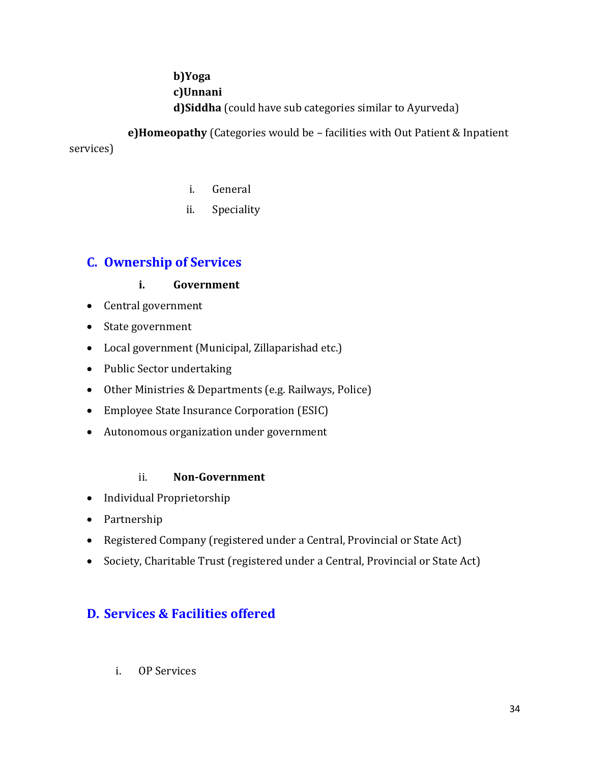**b)Yoga**

**c)Unnani**

**d)Siddha** (could have sub categories similar to Ayurveda)

**e)Homeopathy** (Categories would be – facilities with Out Patient & Inpatient services)

i. General

ii. Speciality

## C. Ownership of Services

**i. Government**

- Central government
- State government
- Local government (Municipal, Zillaparishad etc.)
- Public Sector undertaking
- Other Ministries & Departments (e.g. Railways, Police)
- Employee State Insurance Corporation (ESIC)
- Autonomous organization under government

ii. **Non-Government**

- Individual Proprietorship
- Partnership
- Registered Company (registered under a Central, Provincial or State Act)
- Society, Charitable Trust (registered under a Central, Provincial or State Act)

## D. Services & Facilities offered

i. OP Services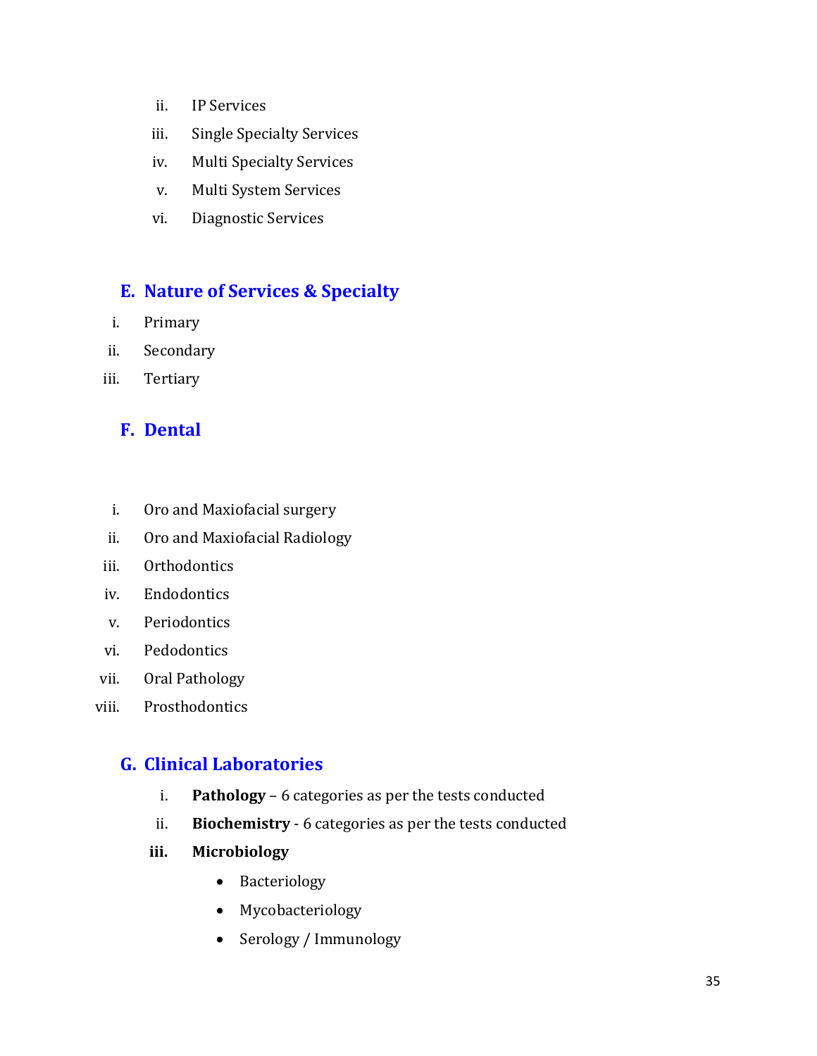ii. IP Services

iii. Single Specialty Services

iv. Multi Specialty Services

v. Multi System Services

vi. Diagnostic Services

## E. Nature of Services & Specialty

i. Primary

ii. Secondary

iii. Tertiary

## F. Dental

i. Oro and Maxiofacial surgery

ii. Oro and Maxiofacial Radiology

iii. Orthodontics

iv. Endodontics

v. Periodontics

vi. Pedodontics

vii. Oral Pathology

viii. Prosthodontics

## G. Clinical Laboratories

i. **Pathology** – 6 categories as per the tests conducted

ii. **Biochemistry** - 6 categories as per the tests conducted

**iii. Microbiology**

- Bacteriology
- Mycobacteriology
- Serology / Immunology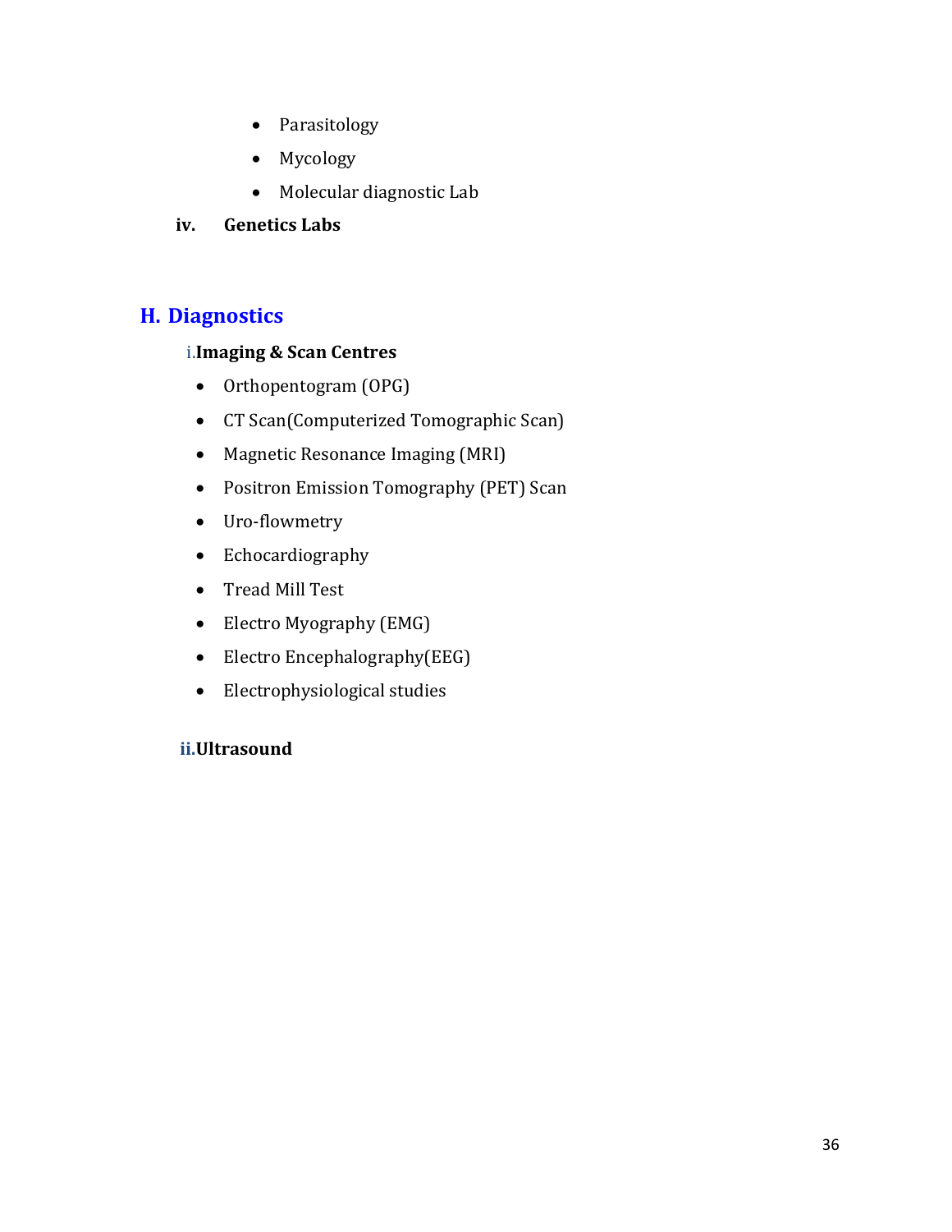- Parasitology
- Mycology
- Molecular diagnostic Lab

iv. **Genetics Labs**

## H. Diagnostics

i. **Imaging & Scan Centres**

- Orthopentogram (OPG)
- CT Scan(Computerized Tomographic Scan)
- Magnetic Resonance Imaging (MRI)
- Positron Emission Tomography (PET) Scan
- Uro-flowmetry
- Echocardiography
- Tread Mill Test
- Electro Myography (EMG)
- Electro Encephalography(EEG)
- Electrophysiological studies

ii. **Ultrasound**